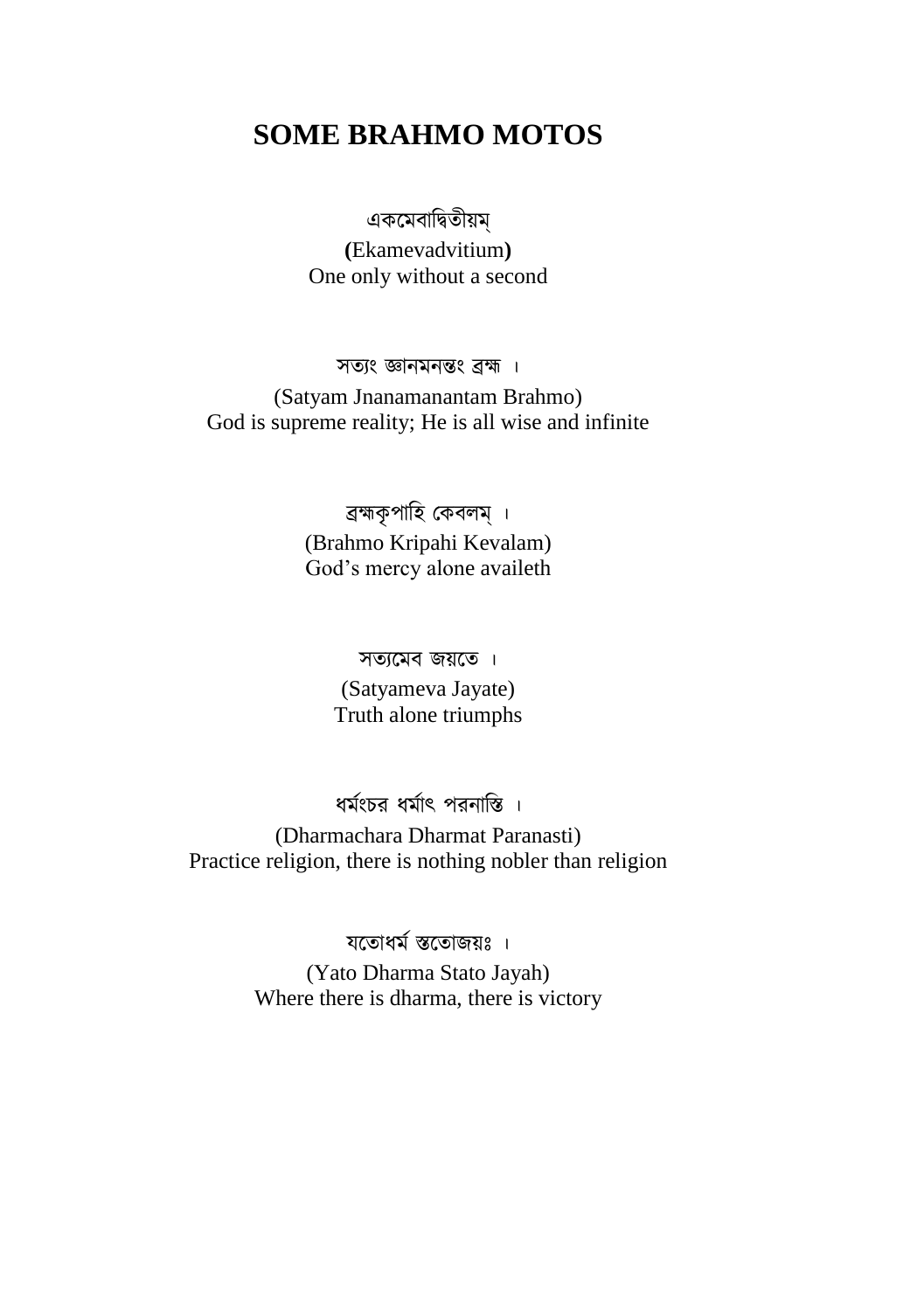# SOME BRAHMO MOTOS

একমেবাদ্বিতীয়ম্

**(**Ekamevadvitium**)**

One only without a second

সত্যং জ্ঞানমনন্তং ব্রহ্ম ।

(Satyam Jnanamanantam Brahmo)

God is supreme reality; He is all wise and infinite

ব্রহ্মকৃপাহি কেবলম্ ।

(Brahmo Kripahi Kevalam)

God’s mercy alone availeth

সত্যমেব জয়তে ।

(Satyameva Jayate)

Truth alone triumphs

ধর্মংচর ধর্মাৎ পরনাস্তি ।

(Dharmachara Dharmat Paranasti)

Practice religion, there is nothing nobler than religion

যতোধর্ম স্ততোজয়ঃ ।

(Yato Dharma Stato Jayah)

Where there is dharma, there is victory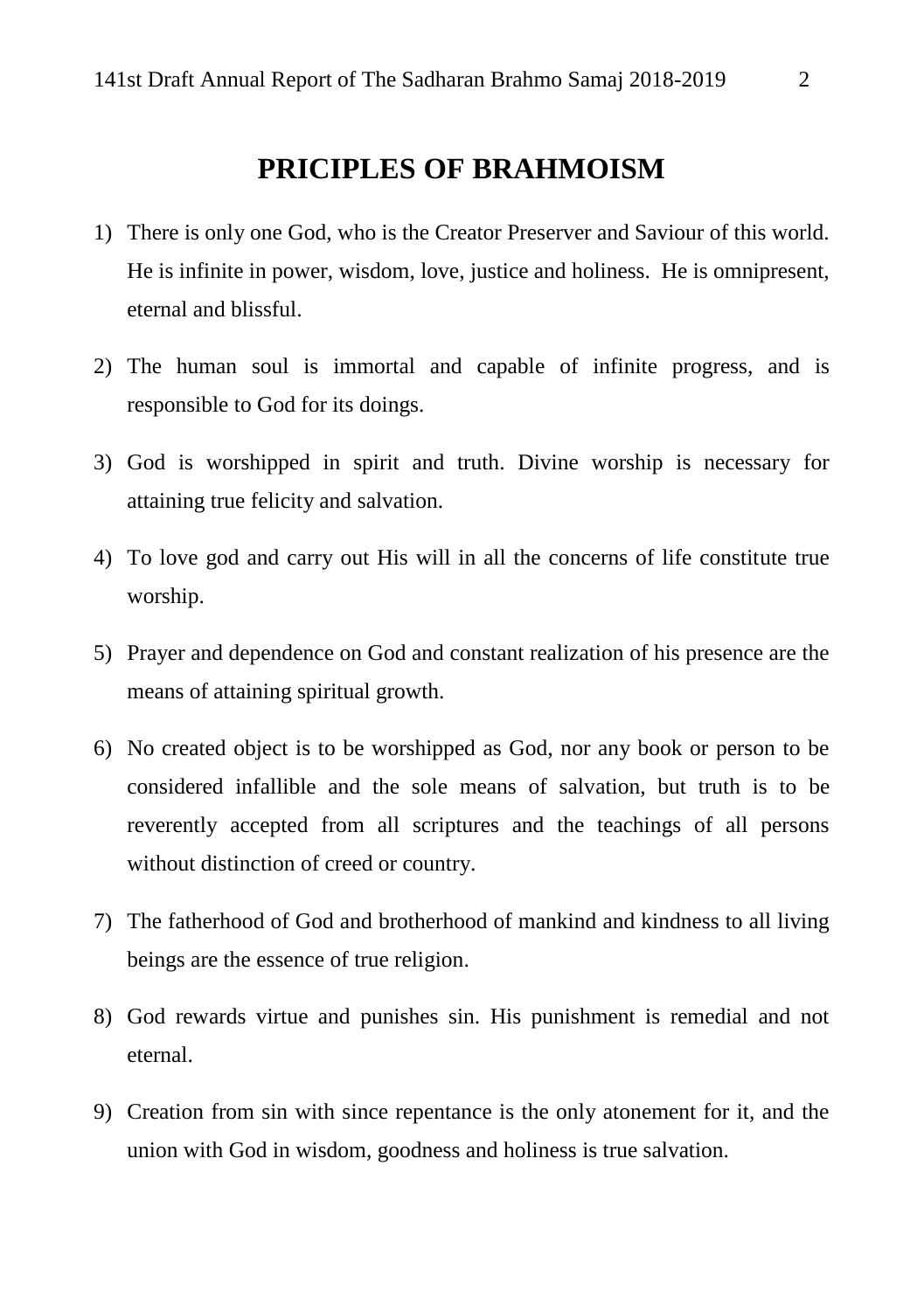# PRICIPLES OF BRAHMOISM

1) There is only one God, who is the Creator Preserver and Saviour of this world. He is infinite in power, wisdom, love, justice and holiness. He is omnipresent, eternal and blissful.

2) The human soul is immortal and capable of infinite progress, and is responsible to God for its doings.

3) God is worshipped in spirit and truth. Divine worship is necessary for attaining true felicity and salvation.

4) To love god and carry out His will in all the concerns of life constitute true worship.

5) Prayer and dependence on God and constant realization of his presence are the means of attaining spiritual growth.

6) No created object is to be worshipped as God, nor any book or person to be considered infallible and the sole means of salvation, but truth is to be reverently accepted from all scriptures and the teachings of all persons without distinction of creed or country.

7) The fatherhood of God and brotherhood of mankind and kindness to all living beings are the essence of true religion.

8) God rewards virtue and punishes sin. His punishment is remedial and not eternal.

9) Creation from sin with since repentance is the only atonement for it, and the union with God in wisdom, goodness and holiness is true salvation.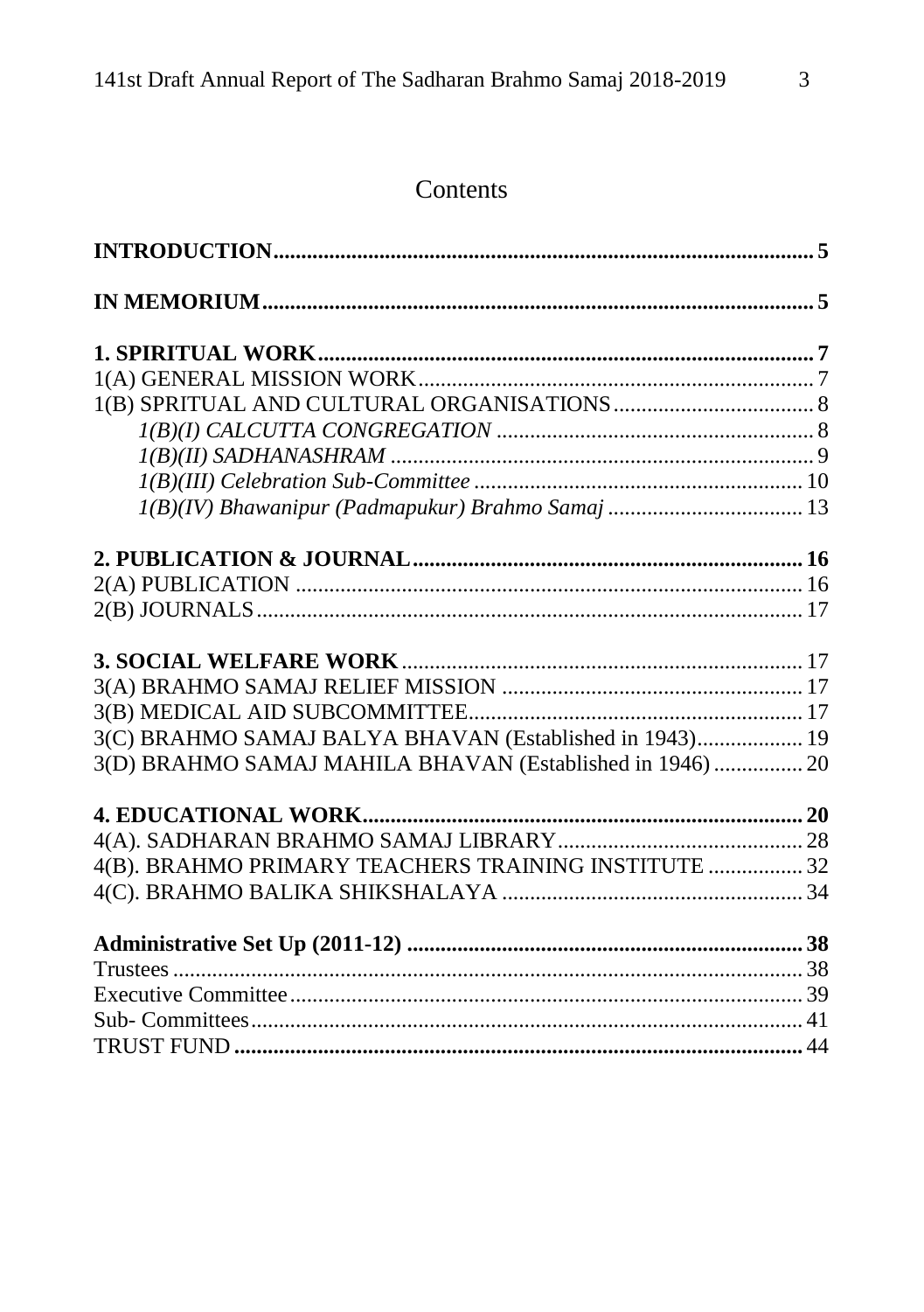# Contents

**INTRODUCTION** ..... **5**

**IN MEMORIUM** ..... **5**

**1. SPIRITUAL WORK** ..... **7**
1(A) GENERAL MISSION WORK ..... 7
1(B) SPRITUAL AND CULTURAL ORGANISATIONS ..... 8
*1(B)(I) CALCUTTA CONGREGATION* ..... 8
*1(B)(II) SADHANASHRAM* ..... 9
*1(B)(III) Celebration Sub-Committee* ..... 10
*1(B)(IV) Bhawanipur (Padmapukur) Brahmo Samaj* ..... 13

**2. PUBLICATION & JOURNAL** ..... **16**
2(A) PUBLICATION ..... 16
2(B) JOURNALS ..... 17

**3. SOCIAL WELFARE WORK** ..... 17
3(A) BRAHMO SAMAJ RELIEF MISSION ..... 17
3(B) MEDICAL AID SUBCOMMITTEE ..... 17
3(C) BRAHMO SAMAJ BALYA BHAVAN (Established in 1943) ..... 19
3(D) BRAHMO SAMAJ MAHILA BHAVAN (Established in 1946) ..... 20

**4. EDUCATIONAL WORK** ..... **20**
4(A). SADHARAN BRAHMO SAMAJ LIBRARY ..... 28
4(B). BRAHMO PRIMARY TEACHERS TRAINING INSTITUTE ..... 32
4(C). BRAHMO BALIKA SHIKSHALAYA ..... 34

**Administrative Set Up (2011-12)** ..... **38**
Trustees ..... 38
Executive Committee ..... 39
Sub- Committees ..... 41
TRUST FUND ..... 44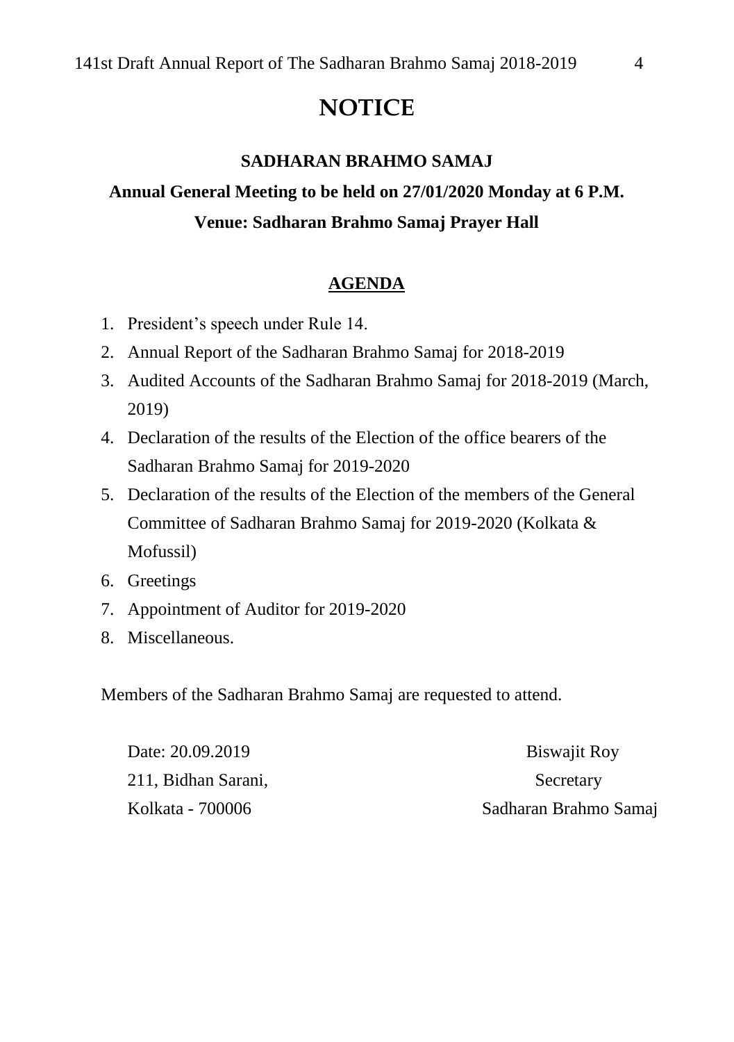# NOTICE

## SADHARAN BRAHMO SAMAJ

**Annual General Meeting to be held on 27/01/2020 Monday at 6 P.M.**

**Venue: Sadharan Brahmo Samaj Prayer Hall**

**<u>AGENDA</u>**

1. President's speech under Rule 14.
2. Annual Report of the Sadharan Brahmo Samaj for 2018-2019
3. Audited Accounts of the Sadharan Brahmo Samaj for 2018-2019 (March, 2019)
4. Declaration of the results of the Election of the office bearers of the Sadharan Brahmo Samaj for 2019-2020
5. Declaration of the results of the Election of the members of the General Committee of Sadharan Brahmo Samaj for 2019-2020 (Kolkata & Mofussil)
6. Greetings
7. Appointment of Auditor for 2019-2020
8. Miscellaneous.

Members of the Sadharan Brahmo Samaj are requested to attend.

Date: 20.09.2019
211, Bidhan Sarani,
Kolkata - 700006

Biswajit Roy
Secretary
Sadharan Brahmo Samaj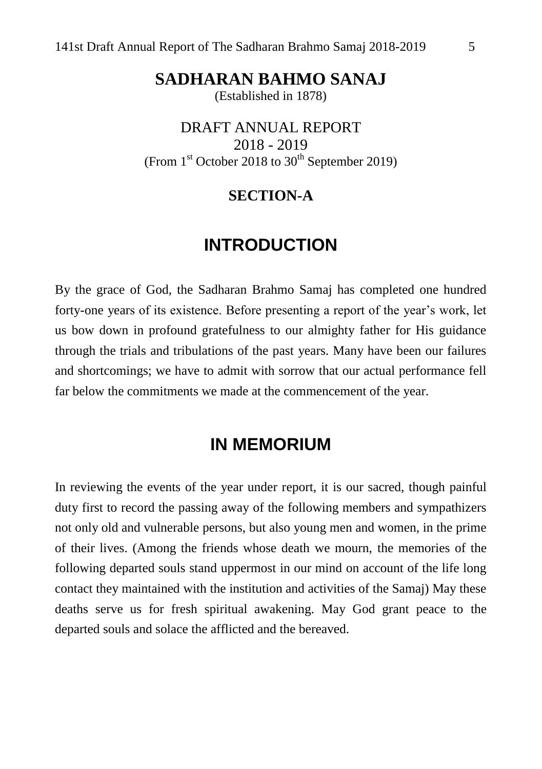# SADHARAN BAHMO SANAJ

(Established in 1878)

DRAFT ANNUAL REPORT

2018 - 2019

(From 1st October 2018 to 30th September 2019)

## SECTION-A

## INTRODUCTION

By the grace of God, the Sadharan Brahmo Samaj has completed one hundred forty-one years of its existence. Before presenting a report of the year's work, let us bow down in profound gratefulness to our almighty father for His guidance through the trials and tribulations of the past years. Many have been our failures and shortcomings; we have to admit with sorrow that our actual performance fell far below the commitments we made at the commencement of the year.

## IN MEMORIUM

In reviewing the events of the year under report, it is our sacred, though painful duty first to record the passing away of the following members and sympathizers not only old and vulnerable persons, but also young men and women, in the prime of their lives. (Among the friends whose death we mourn, the memories of the following departed souls stand uppermost in our mind on account of the life long contact they maintained with the institution and activities of the Samaj) May these deaths serve us for fresh spiritual awakening. May God grant peace to the departed souls and solace the afflicted and the bereaved.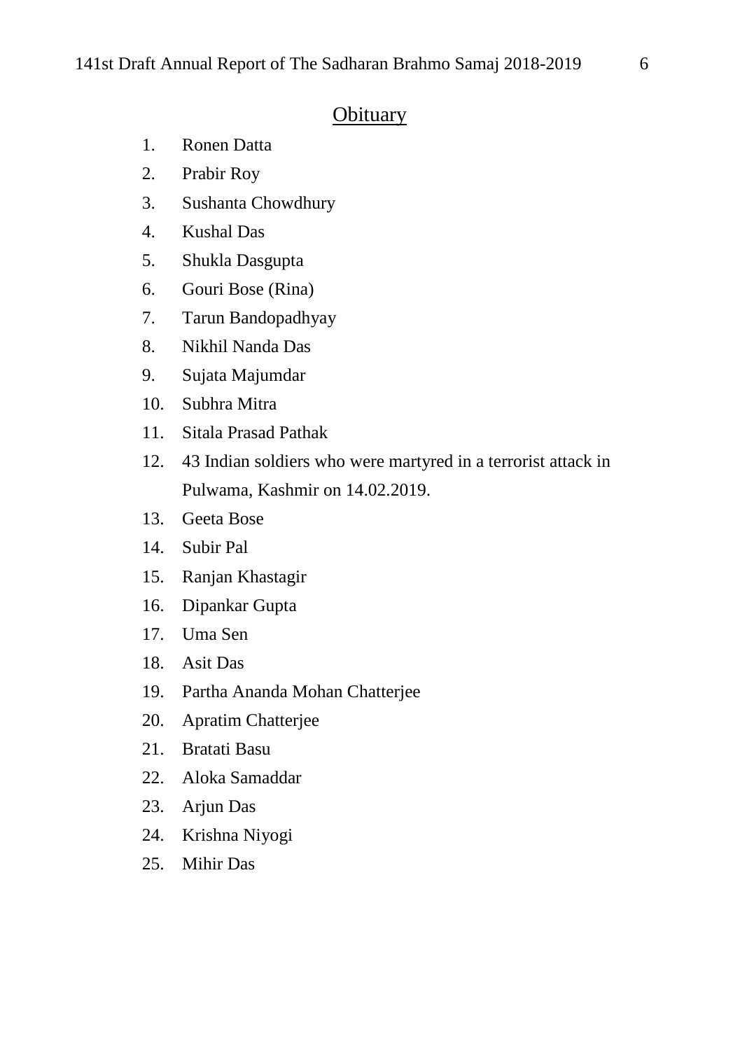## Obituary

1. Ronen Datta
2. Prabir Roy
3. Sushanta Chowdhury
4. Kushal Das
5. Shukla Dasgupta
6. Gouri Bose (Rina)
7. Tarun Bandopadhyay
8. Nikhil Nanda Das
9. Sujata Majumdar
10. Subhra Mitra
11. Sitala Prasad Pathak
12. 43 Indian soldiers who were martyred in a terrorist attack in Pulwama, Kashmir on 14.02.2019.
13. Geeta Bose
14. Subir Pal
15. Ranjan Khastagir
16. Dipankar Gupta
17. Uma Sen
18. Asit Das
19. Partha Ananda Mohan Chatterjee
20. Apratim Chatterjee
21. Bratati Basu
22. Aloka Samaddar
23. Arjun Das
24. Krishna Niyogi
25. Mihir Das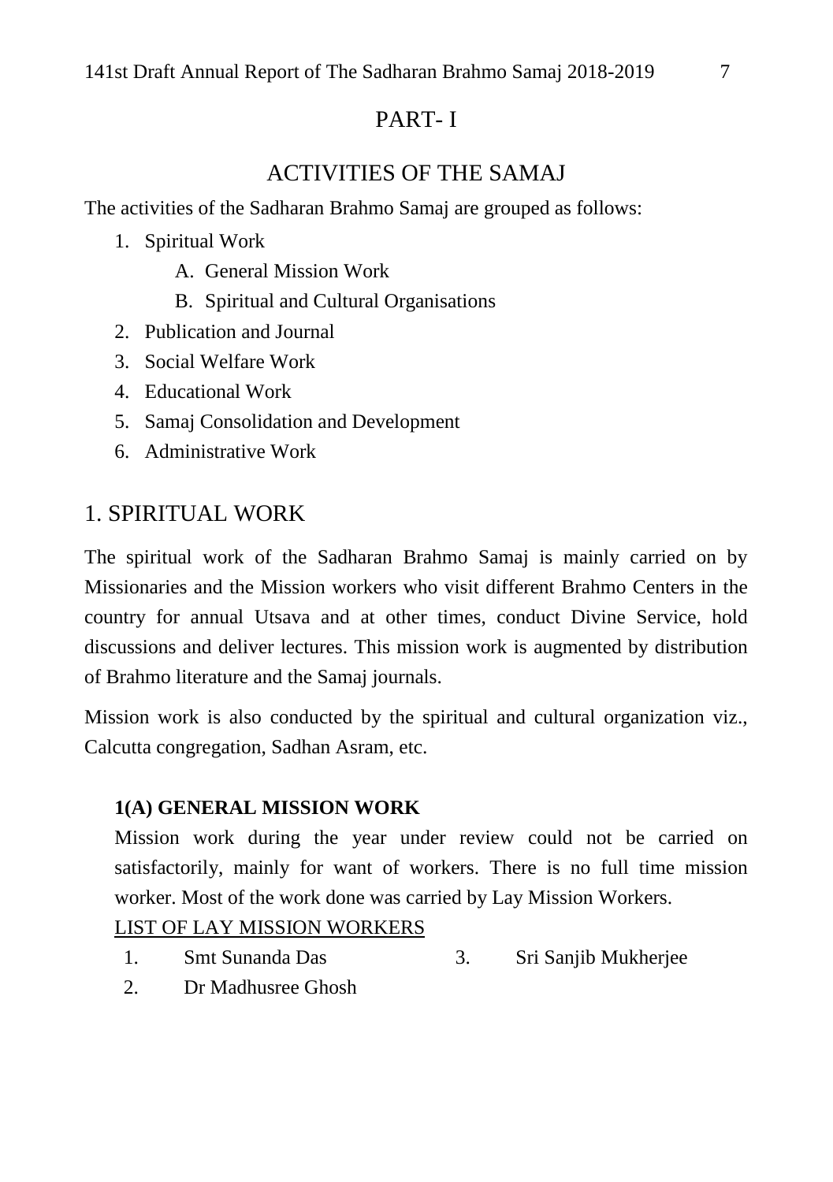# PART- I

## ACTIVITIES OF THE SAMAJ

The activities of the Sadharan Brahmo Samaj are grouped as follows:

1. Spiritual Work
    - A. General Mission Work
    - B. Spiritual and Cultural Organisations
2. Publication and Journal
3. Social Welfare Work
4. Educational Work
5. Samaj Consolidation and Development
6. Administrative Work

## 1. SPIRITUAL WORK

The spiritual work of the Sadharan Brahmo Samaj is mainly carried on by Missionaries and the Mission workers who visit different Brahmo Centers in the country for annual Utsava and at other times, conduct Divine Service, hold discussions and deliver lectures. This mission work is augmented by distribution of Brahmo literature and the Samaj journals.

Mission work is also conducted by the spiritual and cultural organization viz., Calcutta congregation, Sadhan Asram, etc.

### 1(A) GENERAL MISSION WORK

Mission work during the year under review could not be carried on satisfactorily, mainly for want of workers. There is no full time mission worker. Most of the work done was carried by Lay Mission Workers.

LIST OF LAY MISSION WORKERS

1. Smt Sunanda Das
2. Dr Madhusree Ghosh
3. Sri Sanjib Mukherjee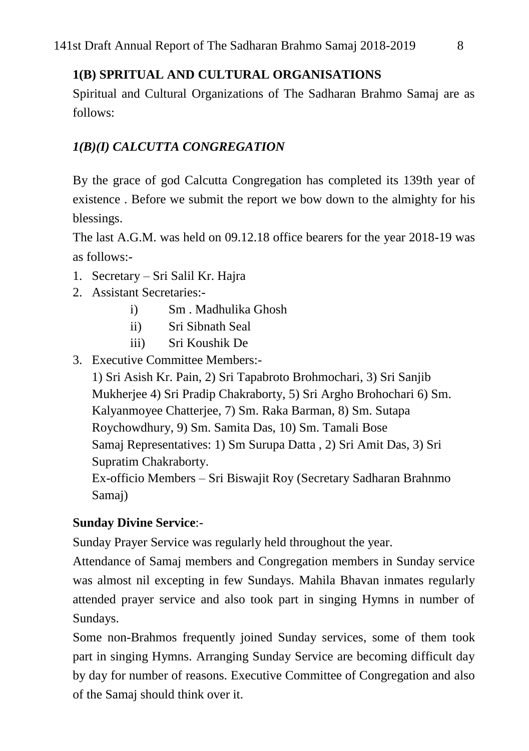## 1(B) SPRITUAL AND CULTURAL ORGANISATIONS

Spiritual and Cultural Organizations of The Sadharan Brahmo Samaj are as follows:

### *1(B)(I) CALCUTTA CONGREGATION*

By the grace of god Calcutta Congregation has completed its 139th year of existence . Before we submit the report we bow down to the almighty for his blessings.

The last A.G.M. was held on 09.12.18 office bearers for the year 2018-19 was as follows:-

1. Secretary – Sri Salil Kr. Hajra
2. Assistant Secretaries:-
   - i) Sm . Madhulika Ghosh
   - ii) Sri Sibnath Seal
   - iii) Sri Koushik De
3. Executive Committee Members:-

   1) Sri Asish Kr. Pain, 2) Sri Tapabroto Brohmochari, 3) Sri Sanjib Mukherjee 4) Sri Pradip Chakraborty, 5) Sri Argho Brohochari 6) Sm. Kalyanmoyee Chatterjee, 7) Sm. Raka Barman, 8) Sm. Sutapa Roychowdhury, 9) Sm. Samita Das, 10) Sm. Tamali Bose

   Samaj Representatives: 1) Sm Surupa Datta , 2) Sri Amit Das, 3) Sri Supratim Chakraborty.

   Ex-officio Members – Sri Biswajit Roy (Secretary Sadharan Brahnmo Samaj)

**Sunday Divine Service**:-

Sunday Prayer Service was regularly held throughout the year.

Attendance of Samaj members and Congregation members in Sunday service was almost nil excepting in few Sundays. Mahila Bhavan inmates regularly attended prayer service and also took part in singing Hymns in number of Sundays.

Some non-Brahmos frequently joined Sunday services, some of them took part in singing Hymns. Arranging Sunday Service are becoming difficult day by day for number of reasons. Executive Committee of Congregation and also of the Samaj should think over it.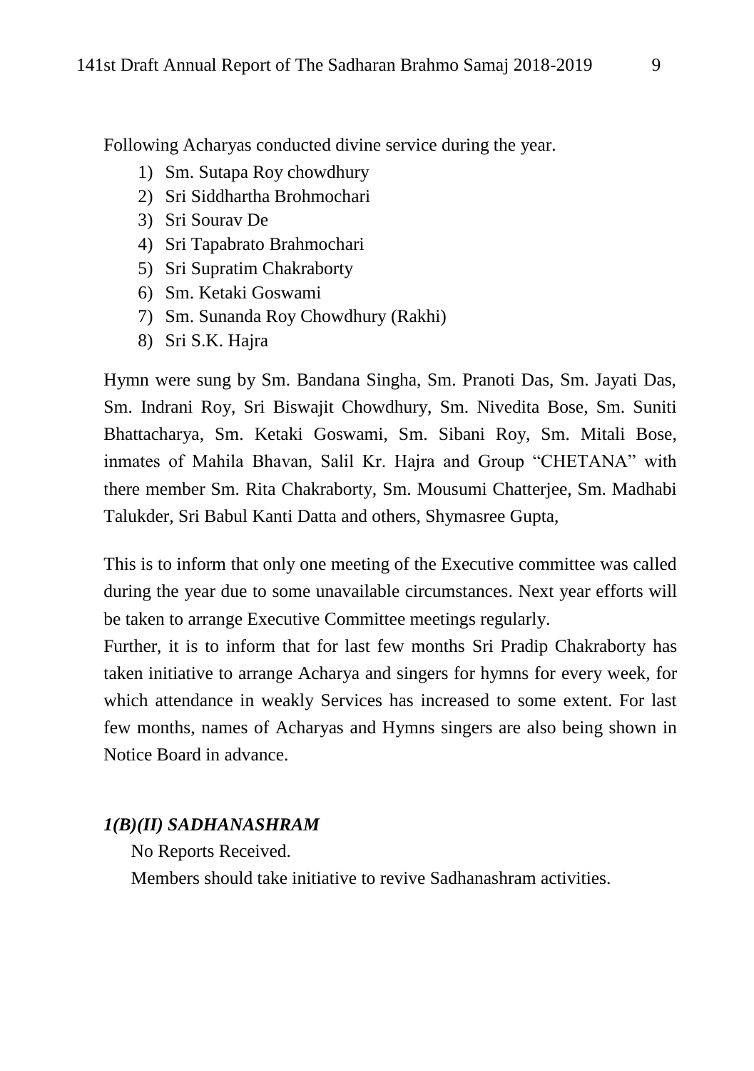Following Acharyas conducted divine service during the year.

1) Sm. Sutapa Roy chowdhury
2) Sri Siddhartha Brohmochari
3) Sri Sourav De
4) Sri Tapabrato Brahmochari
5) Sri Supratim Chakraborty
6) Sm. Ketaki Goswami
7) Sm. Sunanda Roy Chowdhury (Rakhi)
8) Sri S.K. Hajra

Hymn were sung by Sm. Bandana Singha, Sm. Pranoti Das, Sm. Jayati Das, Sm. Indrani Roy, Sri Biswajit Chowdhury, Sm. Nivedita Bose, Sm. Suniti Bhattacharya, Sm. Ketaki Goswami, Sm. Sibani Roy, Sm. Mitali Bose, inmates of Mahila Bhavan, Salil Kr. Hajra and Group "CHETANA" with there member Sm. Rita Chakraborty, Sm. Mousumi Chatterjee, Sm. Madhabi Talukder, Sri Babul Kanti Datta and others, Shymasree Gupta,

This is to inform that only one meeting of the Executive committee was called during the year due to some unavailable circumstances. Next year efforts will be taken to arrange Executive Committee meetings regularly.

Further, it is to inform that for last few months Sri Pradip Chakraborty has taken initiative to arrange Acharya and singers for hymns for every week, for which attendance in weakly Services has increased to some extent. For last few months, names of Acharyas and Hymns singers are also being shown in Notice Board in advance.

### *1(B)(II) SADHANASHRAM*

No Reports Received.

Members should take initiative to revive Sadhanashram activities.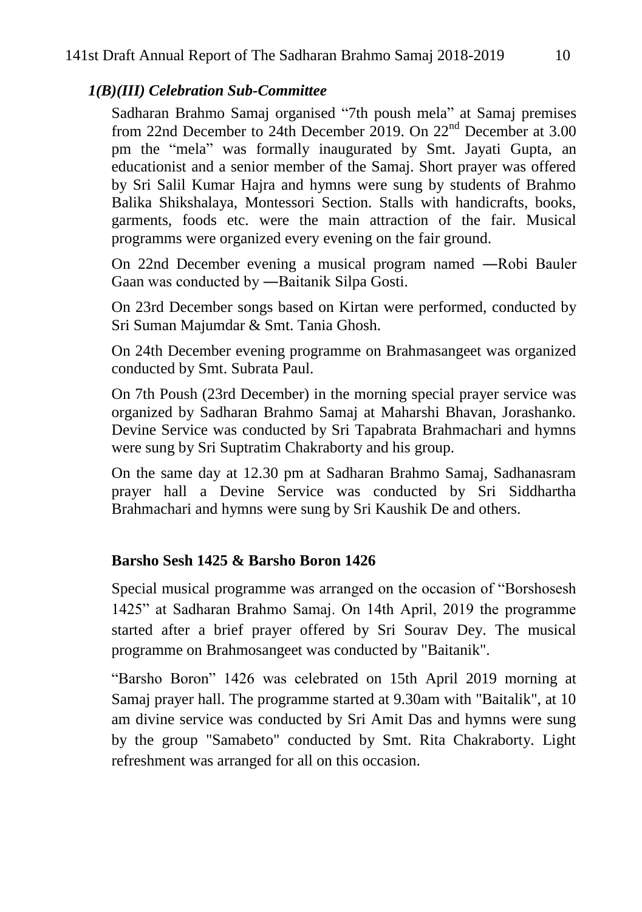### *1(B)(III) Celebration Sub-Committee*

Sadharan Brahmo Samaj organised “7th poush mela” at Samaj premises from 22nd December to 24th December 2019. On 22nd December at 3.00 pm the “mela” was formally inaugurated by Smt. Jayati Gupta, an educationist and a senior member of the Samaj. Short prayer was offered by Sri Salil Kumar Hajra and hymns were sung by students of Brahmo Balika Shikshalaya, Montessori Section. Stalls with handicrafts, books, garments, foods etc. were the main attraction of the fair. Musical programms were organized every evening on the fair ground.

On 22nd December evening a musical program named ―Robi Bauler Gaan was conducted by ―Baitanik Silpa Gosti.

On 23rd December songs based on Kirtan were performed, conducted by Sri Suman Majumdar & Smt. Tania Ghosh.

On 24th December evening programme on Brahmasangeet was organized conducted by Smt. Subrata Paul.

On 7th Poush (23rd December) in the morning special prayer service was organized by Sadharan Brahmo Samaj at Maharshi Bhavan, Jorashanko. Devine Service was conducted by Sri Tapabrata Brahmachari and hymns were sung by Sri Suptratim Chakraborty and his group.

On the same day at 12.30 pm at Sadharan Brahmo Samaj, Sadhanasram prayer hall a Devine Service was conducted by Sri Siddhartha Brahmachari and hymns were sung by Sri Kaushik De and others.

**Barsho Sesh 1425 & Barsho Boron 1426**

Special musical programme was arranged on the occasion of “Borshosesh 1425” at Sadharan Brahmo Samaj. On 14th April, 2019 the programme started after a brief prayer offered by Sri Sourav Dey. The musical programme on Brahmosangeet was conducted by "Baitanik".

“Barsho Boron” 1426 was celebrated on 15th April 2019 morning at Samaj prayer hall. The programme started at 9.30am with "Baitalik", at 10 am divine service was conducted by Sri Amit Das and hymns were sung by the group "Samabeto" conducted by Smt. Rita Chakraborty. Light refreshment was arranged for all on this occasion.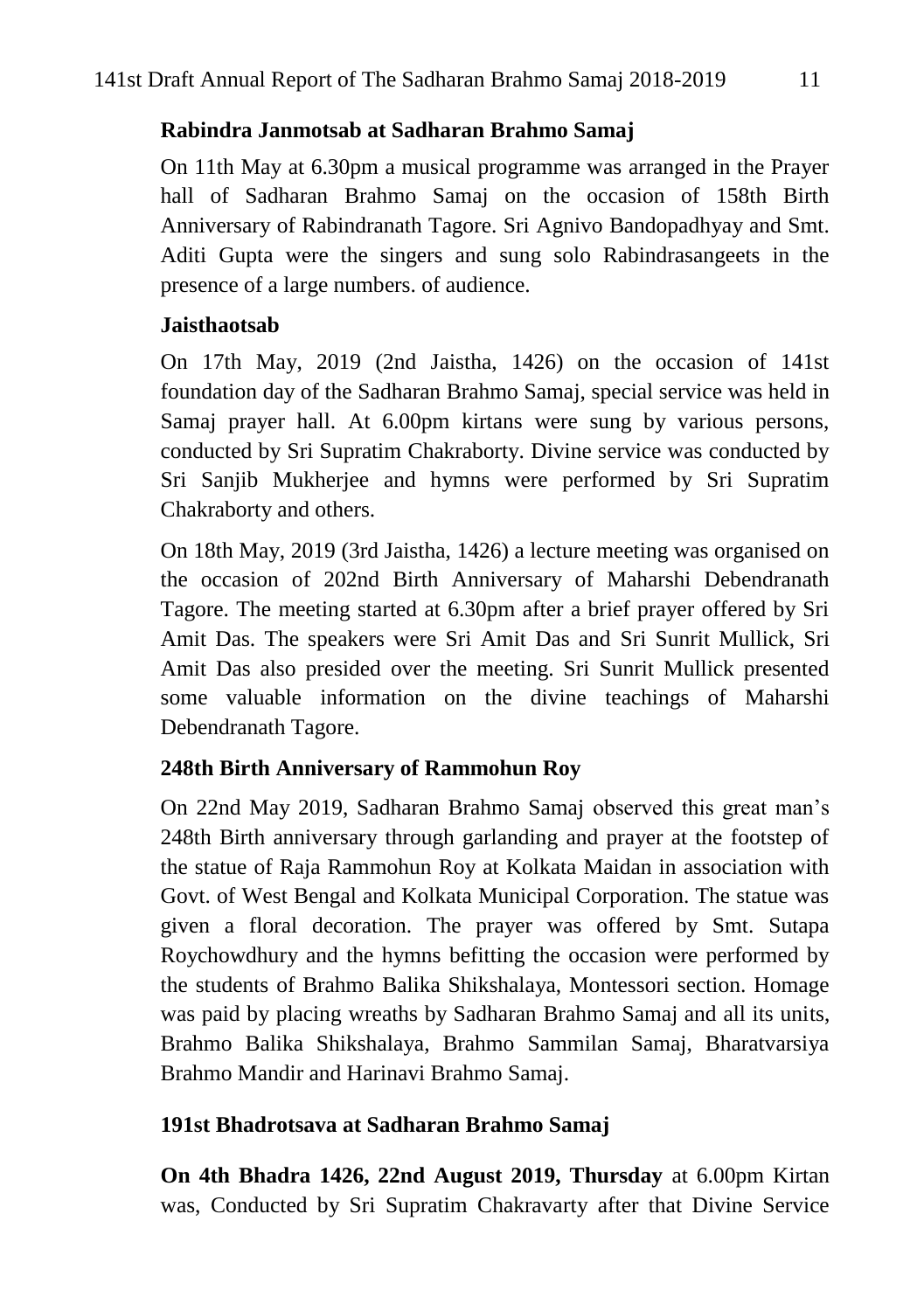### Rabindra Janmotsab at Sadharan Brahmo Samaj

On 11th May at 6.30pm a musical programme was arranged in the Prayer hall of Sadharan Brahmo Samaj on the occasion of 158th Birth Anniversary of Rabindranath Tagore. Sri Agnivo Bandopadhyay and Smt. Aditi Gupta were the singers and sung solo Rabindrasangeets in the presence of a large numbers. of audience.

### Jaisthaotsab

On 17th May, 2019 (2nd Jaistha, 1426) on the occasion of 141st foundation day of the Sadharan Brahmo Samaj, special service was held in Samaj prayer hall. At 6.00pm kirtans were sung by various persons, conducted by Sri Supratim Chakraborty. Divine service was conducted by Sri Sanjib Mukherjee and hymns were performed by Sri Supratim Chakraborty and others.

On 18th May, 2019 (3rd Jaistha, 1426) a lecture meeting was organised on the occasion of 202nd Birth Anniversary of Maharshi Debendranath Tagore. The meeting started at 6.30pm after a brief prayer offered by Sri Amit Das. The speakers were Sri Amit Das and Sri Sunrit Mullick, Sri Amit Das also presided over the meeting. Sri Sunrit Mullick presented some valuable information on the divine teachings of Maharshi Debendranath Tagore.

### 248th Birth Anniversary of Rammohun Roy

On 22nd May 2019, Sadharan Brahmo Samaj observed this great man's 248th Birth anniversary through garlanding and prayer at the footstep of the statue of Raja Rammohun Roy at Kolkata Maidan in association with Govt. of West Bengal and Kolkata Municipal Corporation. The statue was given a floral decoration. The prayer was offered by Smt. Sutapa Roychowdhury and the hymns befitting the occasion were performed by the students of Brahmo Balika Shikshalaya, Montessori section. Homage was paid by placing wreaths by Sadharan Brahmo Samaj and all its units, Brahmo Balika Shikshalaya, Brahmo Sammilan Samaj, Bharatvarsiya Brahmo Mandir and Harinavi Brahmo Samaj.

### 191st Bhadrotsava at Sadharan Brahmo Samaj

**On 4th Bhadra 1426, 22nd August 2019, Thursday** at 6.00pm Kirtan was, Conducted by Sri Supratim Chakravarty after that Divine Service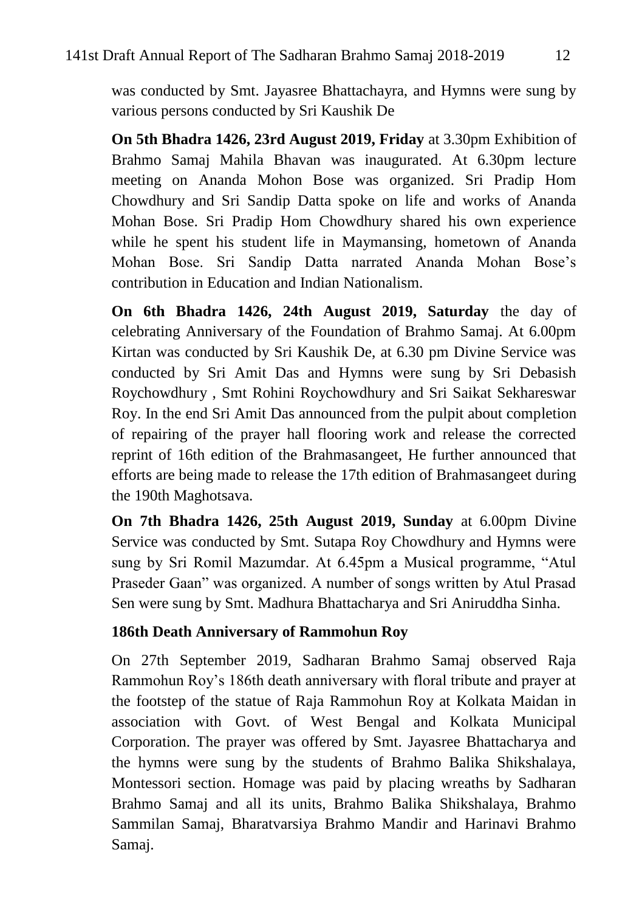was conducted by Smt. Jayasree Bhattachayra, and Hymns were sung by various persons conducted by Sri Kaushik De

**On 5th Bhadra 1426, 23rd August 2019, Friday** at 3.30pm Exhibition of Brahmo Samaj Mahila Bhavan was inaugurated. At 6.30pm lecture meeting on Ananda Mohon Bose was organized. Sri Pradip Hom Chowdhury and Sri Sandip Datta spoke on life and works of Ananda Mohan Bose. Sri Pradip Hom Chowdhury shared his own experience while he spent his student life in Maymansing, hometown of Ananda Mohan Bose. Sri Sandip Datta narrated Ananda Mohan Bose's contribution in Education and Indian Nationalism.

**On 6th Bhadra 1426, 24th August 2019, Saturday** the day of celebrating Anniversary of the Foundation of Brahmo Samaj. At 6.00pm Kirtan was conducted by Sri Kaushik De, at 6.30 pm Divine Service was conducted by Sri Amit Das and Hymns were sung by Sri Debasish Roychowdhury , Smt Rohini Roychowdhury and Sri Saikat Sekhareswar Roy. In the end Sri Amit Das announced from the pulpit about completion of repairing of the prayer hall flooring work and release the corrected reprint of 16th edition of the Brahmasangeet, He further announced that efforts are being made to release the 17th edition of Brahmasangeet during the 190th Maghotsava.

**On 7th Bhadra 1426, 25th August 2019, Sunday** at 6.00pm Divine Service was conducted by Smt. Sutapa Roy Chowdhury and Hymns were sung by Sri Romil Mazumdar. At 6.45pm a Musical programme, "Atul Praseder Gaan" was organized. A number of songs written by Atul Prasad Sen were sung by Smt. Madhura Bhattacharya and Sri Aniruddha Sinha.

**186th Death Anniversary of Rammohun Roy**

On 27th September 2019, Sadharan Brahmo Samaj observed Raja Rammohun Roy's 186th death anniversary with floral tribute and prayer at the footstep of the statue of Raja Rammohun Roy at Kolkata Maidan in association with Govt. of West Bengal and Kolkata Municipal Corporation. The prayer was offered by Smt. Jayasree Bhattacharya and the hymns were sung by the students of Brahmo Balika Shikshalaya, Montessori section. Homage was paid by placing wreaths by Sadharan Brahmo Samaj and all its units, Brahmo Balika Shikshalaya, Brahmo Sammilan Samaj, Bharatvarsiya Brahmo Mandir and Harinavi Brahmo Samaj.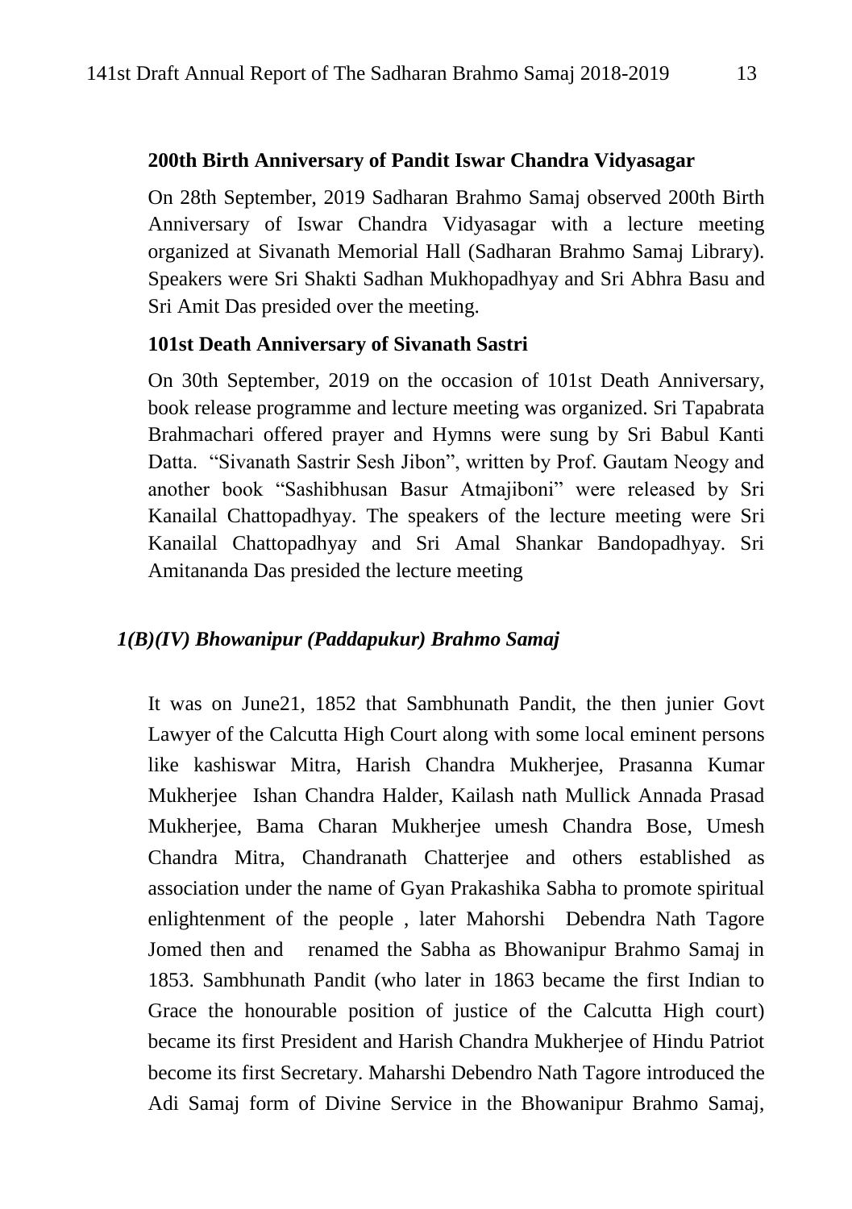**200th Birth Anniversary of Pandit Iswar Chandra Vidyasagar**

On 28th September, 2019 Sadharan Brahmo Samaj observed 200th Birth Anniversary of Iswar Chandra Vidyasagar with a lecture meeting organized at Sivanath Memorial Hall (Sadharan Brahmo Samaj Library). Speakers were Sri Shakti Sadhan Mukhopadhyay and Sri Abhra Basu and Sri Amit Das presided over the meeting.

**101st Death Anniversary of Sivanath Sastri**

On 30th September, 2019 on the occasion of 101st Death Anniversary, book release programme and lecture meeting was organized. Sri Tapabrata Brahmachari offered prayer and Hymns were sung by Sri Babul Kanti Datta. "Sivanath Sastrir Sesh Jibon", written by Prof. Gautam Neogy and another book "Sashibhusan Basur Atmajiboni" were released by Sri Kanailal Chattopadhyay. The speakers of the lecture meeting were Sri Kanailal Chattopadhyay and Sri Amal Shankar Bandopadhyay. Sri Amitananda Das presided the lecture meeting

### *1(B)(IV) Bhowanipur (Paddapukur) Brahmo Samaj*

It was on June21, 1852 that Sambhunath Pandit, the then junier Govt Lawyer of the Calcutta High Court along with some local eminent persons like kashiswar Mitra, Harish Chandra Mukherjee, Prasanna Kumar Mukherjee Ishan Chandra Halder, Kailash nath Mullick Annada Prasad Mukherjee, Bama Charan Mukherjee umesh Chandra Bose, Umesh Chandra Mitra, Chandranath Chatterjee and others established as association under the name of Gyan Prakashika Sabha to promote spiritual enlightenment of the people , later Mahorshi Debendra Nath Tagore Jomed then and renamed the Sabha as Bhowanipur Brahmo Samaj in 1853. Sambhunath Pandit (who later in 1863 became the first Indian to Grace the honourable position of justice of the Calcutta High court) became its first President and Harish Chandra Mukherjee of Hindu Patriot become its first Secretary. Maharshi Debendro Nath Tagore introduced the Adi Samaj form of Divine Service in the Bhowanipur Brahmo Samaj,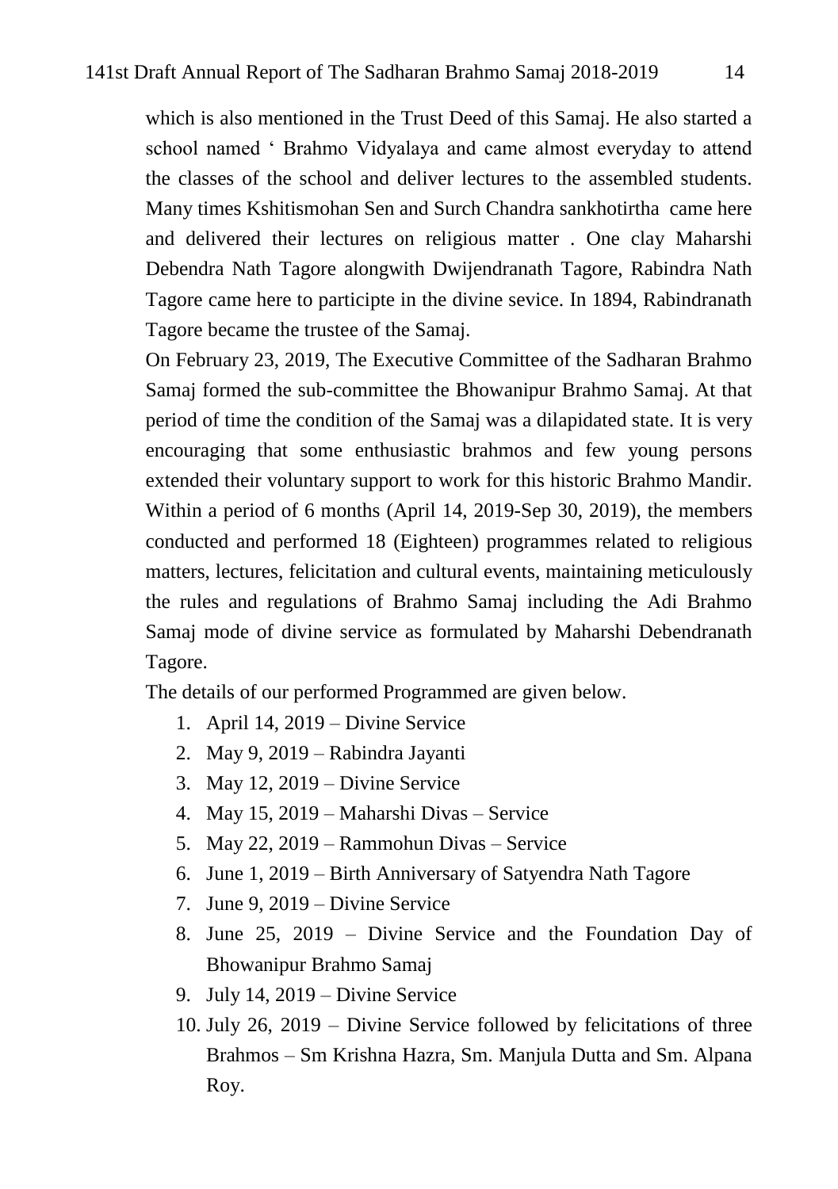which is also mentioned in the Trust Deed of this Samaj. He also started a school named ' Brahmo Vidyalaya and came almost everyday to attend the classes of the school and deliver lectures to the assembled students. Many times Kshitismohan Sen and Surch Chandra sankhotirtha came here and delivered their lectures on religious matter . One clay Maharshi Debendra Nath Tagore alongwith Dwijendranath Tagore, Rabindra Nath Tagore came here to participte in the divine sevice. In 1894, Rabindranath Tagore became the trustee of the Samaj.

On February 23, 2019, The Executive Committee of the Sadharan Brahmo Samaj formed the sub-committee the Bhowanipur Brahmo Samaj. At that period of time the condition of the Samaj was a dilapidated state. It is very encouraging that some enthusiastic brahmos and few young persons extended their voluntary support to work for this historic Brahmo Mandir. Within a period of 6 months (April 14, 2019-Sep 30, 2019), the members conducted and performed 18 (Eighteen) programmes related to religious matters, lectures, felicitation and cultural events, maintaining meticulously the rules and regulations of Brahmo Samaj including the Adi Brahmo Samaj mode of divine service as formulated by Maharshi Debendranath Tagore.

The details of our performed Programmed are given below.

1. April 14, 2019 – Divine Service
2. May 9, 2019 – Rabindra Jayanti
3. May 12, 2019 – Divine Service
4. May 15, 2019 – Maharshi Divas – Service
5. May 22, 2019 – Rammohun Divas – Service
6. June 1, 2019 – Birth Anniversary of Satyendra Nath Tagore
7. June 9, 2019 – Divine Service
8. June 25, 2019 – Divine Service and the Foundation Day of Bhowanipur Brahmo Samaj
9. July 14, 2019 – Divine Service
10. July 26, 2019 – Divine Service followed by felicitations of three Brahmos – Sm Krishna Hazra, Sm. Manjula Dutta and Sm. Alpana Roy.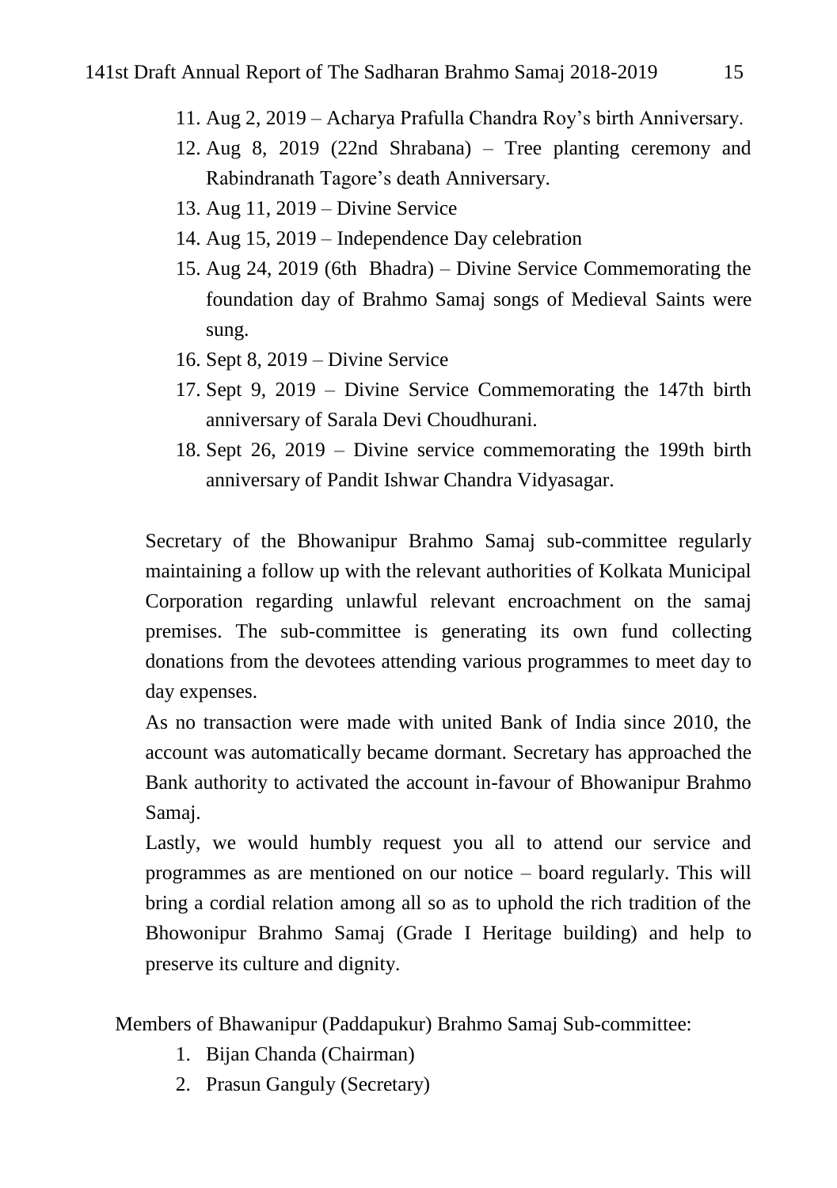11. Aug 2, 2019 – Acharya Prafulla Chandra Roy's birth Anniversary.
12. Aug 8, 2019 (22nd Shrabana) – Tree planting ceremony and Rabindranath Tagore's death Anniversary.
13. Aug 11, 2019 – Divine Service
14. Aug 15, 2019 – Independence Day celebration
15. Aug 24, 2019 (6th Bhadra) – Divine Service Commemorating the foundation day of Brahmo Samaj songs of Medieval Saints were sung.
16. Sept 8, 2019 – Divine Service
17. Sept 9, 2019 – Divine Service Commemorating the 147th birth anniversary of Sarala Devi Choudhurani.
18. Sept 26, 2019 – Divine service commemorating the 199th birth anniversary of Pandit Ishwar Chandra Vidyasagar.

Secretary of the Bhowanipur Brahmo Samaj sub-committee regularly maintaining a follow up with the relevant authorities of Kolkata Municipal Corporation regarding unlawful relevant encroachment on the samaj premises. The sub-committee is generating its own fund collecting donations from the devotees attending various programmes to meet day to day expenses.

As no transaction were made with united Bank of India since 2010, the account was automatically became dormant. Secretary has approached the Bank authority to activated the account in-favour of Bhowanipur Brahmo Samaj.

Lastly, we would humbly request you all to attend our service and programmes as are mentioned on our notice – board regularly. This will bring a cordial relation among all so as to uphold the rich tradition of the Bhowonipur Brahmo Samaj (Grade I Heritage building) and help to preserve its culture and dignity.

Members of Bhawanipur (Paddapukur) Brahmo Samaj Sub-committee:

1. Bijan Chanda (Chairman)
2. Prasun Ganguly (Secretary)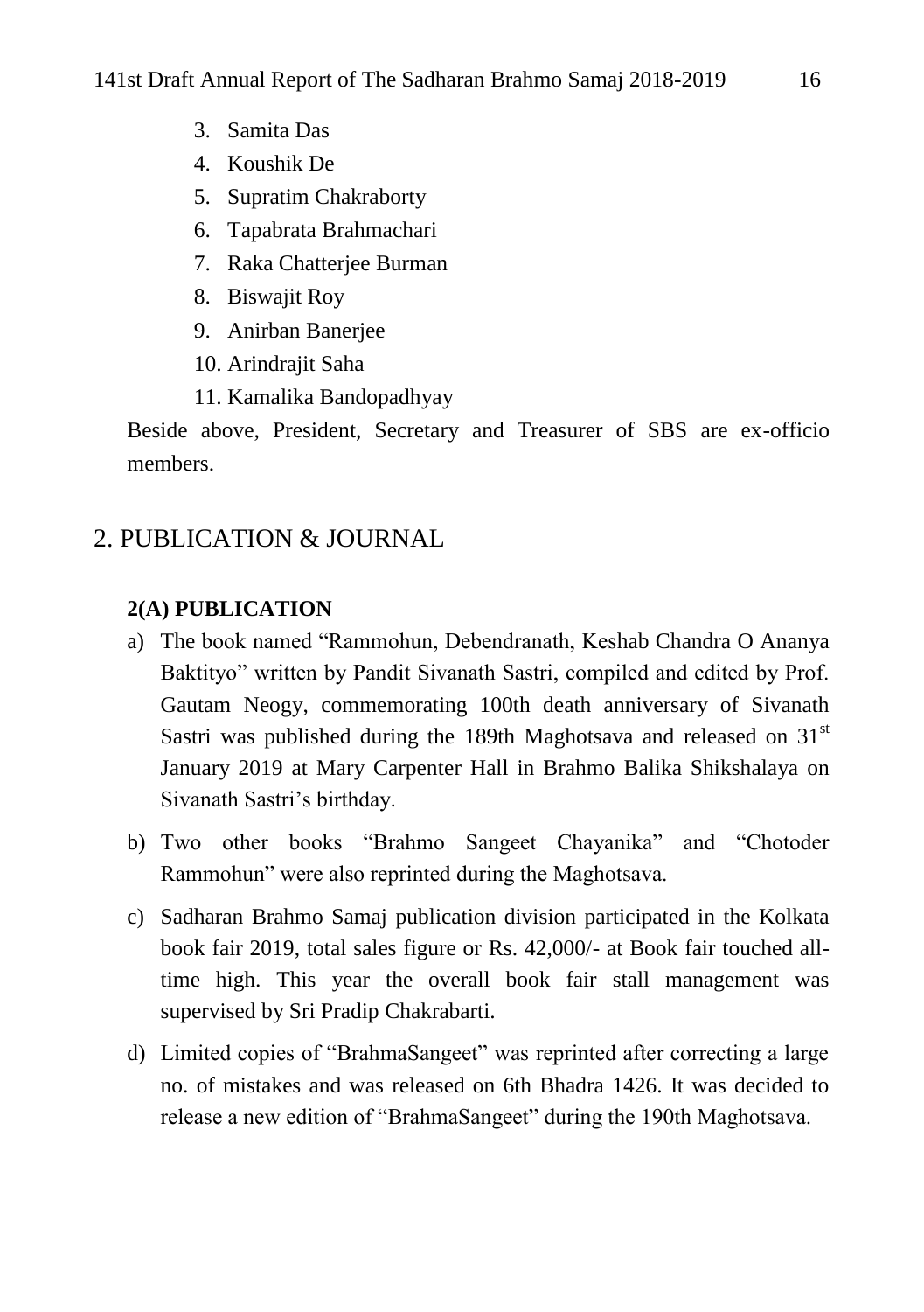3. Samita Das
4. Koushik De
5. Supratim Chakraborty
6. Tapabrata Brahmachari
7. Raka Chatterjee Burman
8. Biswajit Roy
9. Anirban Banerjee
10. Arindrajit Saha
11. Kamalika Bandopadhyay

Beside above, President, Secretary and Treasurer of SBS are ex-officio members.

## 2. PUBLICATION & JOURNAL

### 2(A) PUBLICATION

a) The book named "Rammohun, Debendranath, Keshab Chandra O Ananya Baktityo" written by Pandit Sivanath Sastri, compiled and edited by Prof. Gautam Neogy, commemorating 100th death anniversary of Sivanath Sastri was published during the 189th Maghotsava and released on 31st January 2019 at Mary Carpenter Hall in Brahmo Balika Shikshalaya on Sivanath Sastri's birthday.

b) Two other books "Brahmo Sangeet Chayanika" and "Chotoder Rammohun" were also reprinted during the Maghotsava.

c) Sadharan Brahmo Samaj publication division participated in the Kolkata book fair 2019, total sales figure or Rs. 42,000/- at Book fair touched all-time high. This year the overall book fair stall management was supervised by Sri Pradip Chakrabarti.

d) Limited copies of "BrahmaSangeet" was reprinted after correcting a large no. of mistakes and was released on 6th Bhadra 1426. It was decided to release a new edition of "BrahmaSangeet" during the 190th Maghotsava.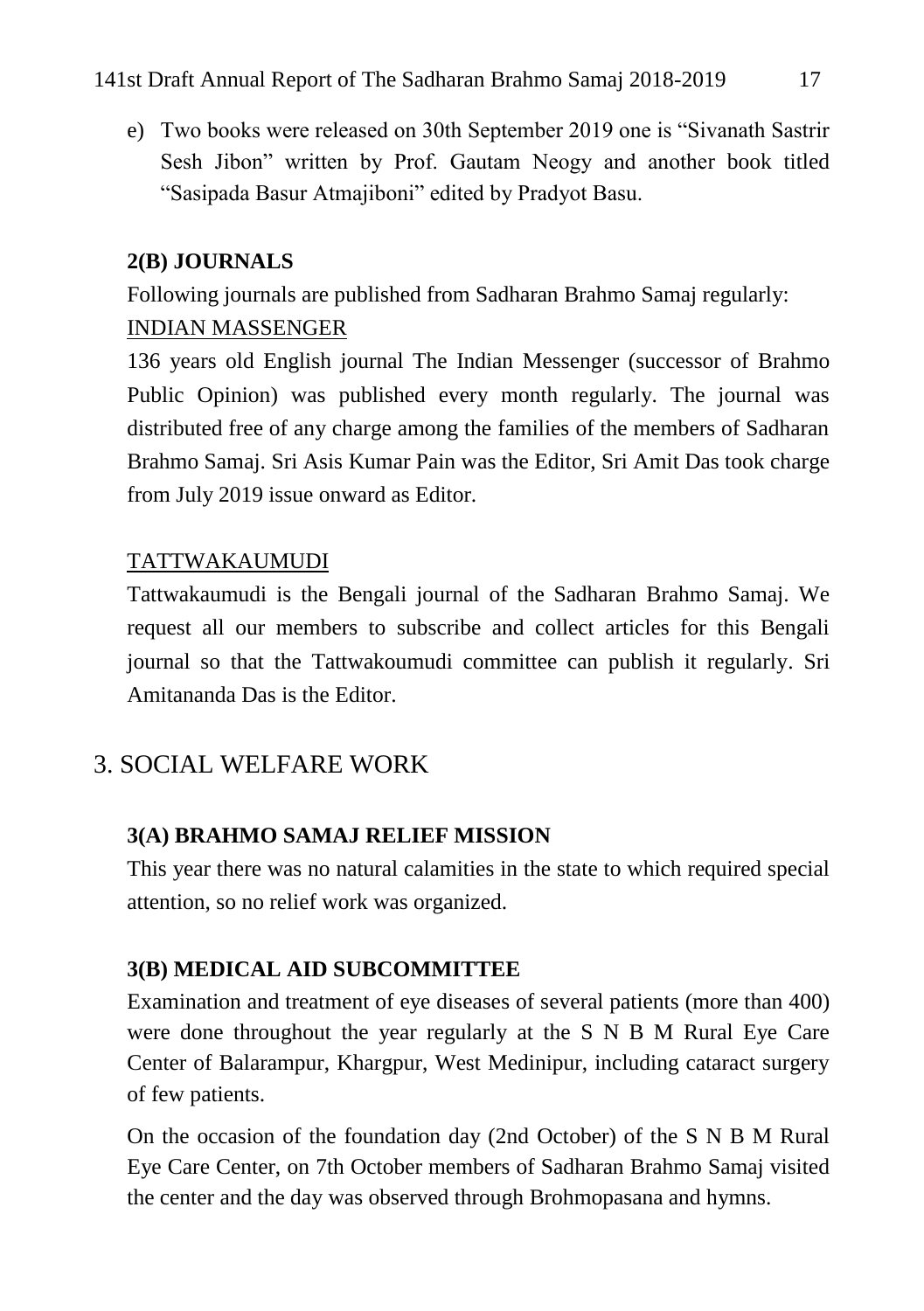e) Two books were released on 30th September 2019 one is "Sivanath Sastrir Sesh Jibon" written by Prof. Gautam Neogy and another book titled "Sasipada Basur Atmajiboni" edited by Pradyot Basu.

### 2(B) JOURNALS

Following journals are published from Sadharan Brahmo Samaj regularly:

INDIAN MASSENGER

136 years old English journal The Indian Messenger (successor of Brahmo Public Opinion) was published every month regularly. The journal was distributed free of any charge among the families of the members of Sadharan Brahmo Samaj. Sri Asis Kumar Pain was the Editor, Sri Amit Das took charge from July 2019 issue onward as Editor.

TATTWAKAUMUDI

Tattwakaumudi is the Bengali journal of the Sadharan Brahmo Samaj. We request all our members to subscribe and collect articles for this Bengali journal so that the Tattwakoumudi committee can publish it regularly. Sri Amitananda Das is the Editor.

## 3. SOCIAL WELFARE WORK

### 3(A) BRAHMO SAMAJ RELIEF MISSION

This year there was no natural calamities in the state to which required special attention, so no relief work was organized.

### 3(B) MEDICAL AID SUBCOMMITTEE

Examination and treatment of eye diseases of several patients (more than 400) were done throughout the year regularly at the S N B M Rural Eye Care Center of Balarampur, Khargpur, West Medinipur, including cataract surgery of few patients.

On the occasion of the foundation day (2nd October) of the S N B M Rural Eye Care Center, on 7th October members of Sadharan Brahmo Samaj visited the center and the day was observed through Brohmopasana and hymns.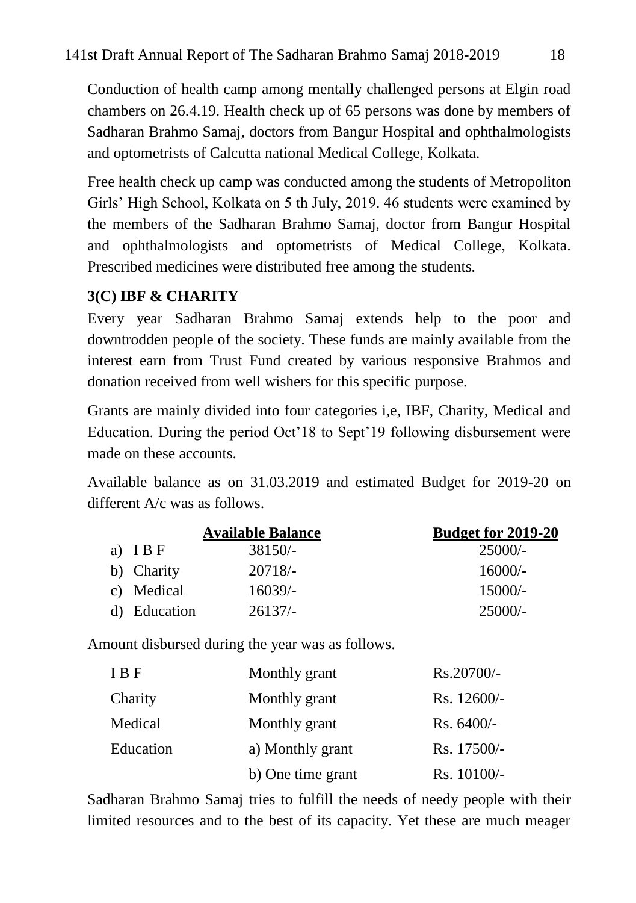Conduction of health camp among mentally challenged persons at Elgin road chambers on 26.4.19. Health check up of 65 persons was done by members of Sadharan Brahmo Samaj, doctors from Bangur Hospital and ophthalmologists and optometrists of Calcutta national Medical College, Kolkata.

Free health check up camp was conducted among the students of Metropoliton Girls' High School, Kolkata on 5 th July, 2019. 46 students were examined by the members of the Sadharan Brahmo Samaj, doctor from Bangur Hospital and ophthalmologists and optometrists of Medical College, Kolkata. Prescribed medicines were distributed free among the students.

### 3(C) IBF & CHARITY

Every year Sadharan Brahmo Samaj extends help to the poor and downtrodden people of the society. These funds are mainly available from the interest earn from Trust Fund created by various responsive Brahmos and donation received from well wishers for this specific purpose.

Grants are mainly divided into four categories i,e, IBF, Charity, Medical and Education. During the period Oct'18 to Sept'19 following disbursement were made on these accounts.

Available balance as on 31.03.2019 and estimated Budget for 2019-20 on different A/c was as follows.

| | Available Balance | Budget for 2019-20 |
|---|---|---|
| a) I B F | 38150/- | 25000/- |
| b) Charity | 20718/- | 16000/- |
| c) Medical | 16039/- | 15000/- |
| d) Education | 26137/- | 25000/- |

Amount disbursed during the year was as follows.

| | | |
|---|---|---|
| I B F | Monthly grant | Rs.20700/- |
| Charity | Monthly grant | Rs. 12600/- |
| Medical | Monthly grant | Rs. 6400/- |
| Education | a) Monthly grant | Rs. 17500/- |
| | b) One time grant | Rs. 10100/- |

Sadharan Brahmo Samaj tries to fulfill the needs of needy people with their limited resources and to the best of its capacity. Yet these are much meager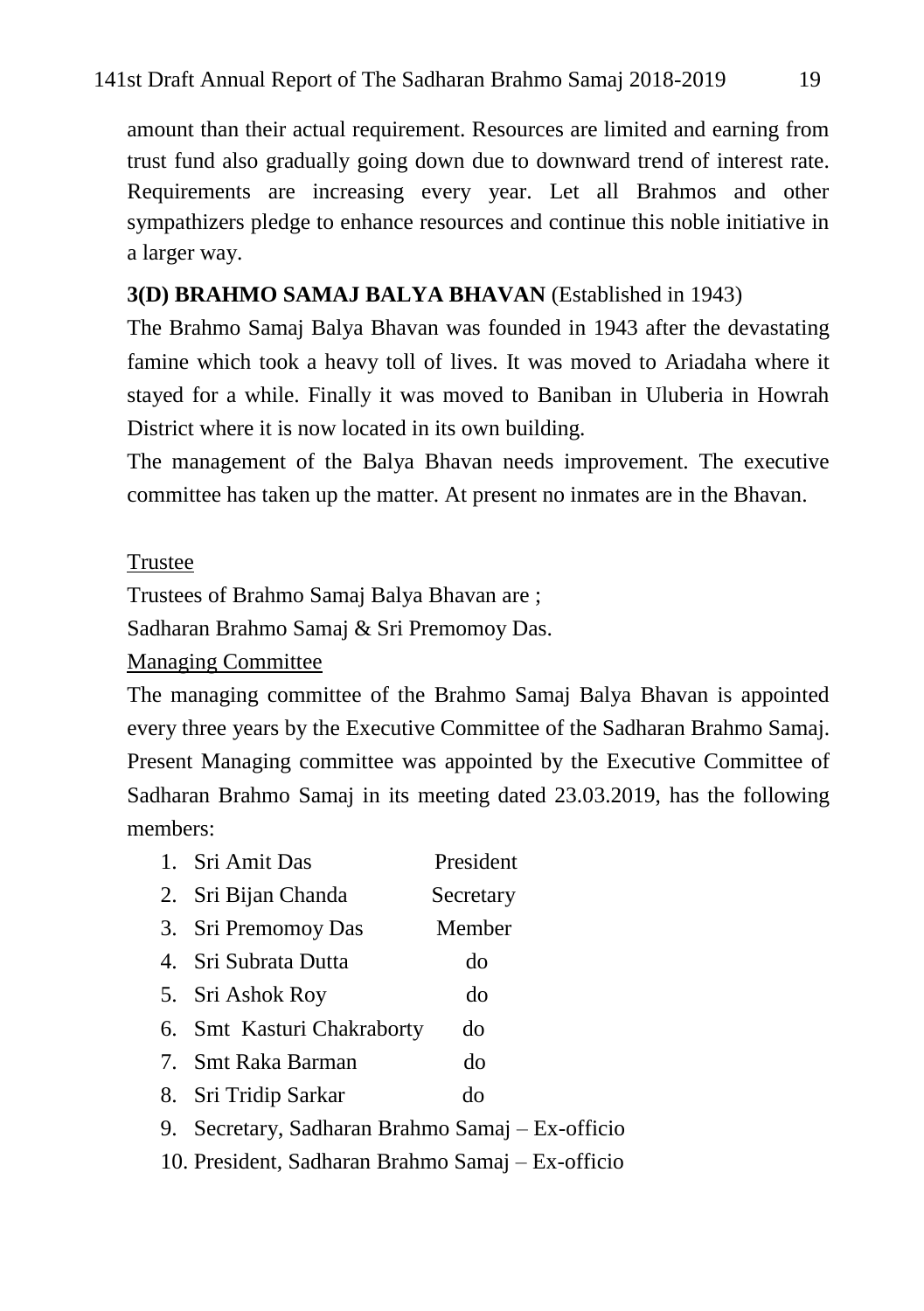amount than their actual requirement. Resources are limited and earning from trust fund also gradually going down due to downward trend of interest rate. Requirements are increasing every year. Let all Brahmos and other sympathizers pledge to enhance resources and continue this noble initiative in a larger way.

### 3(D) BRAHMO SAMAJ BALYA BHAVAN (Established in 1943)

The Brahmo Samaj Balya Bhavan was founded in 1943 after the devastating famine which took a heavy toll of lives. It was moved to Ariadaha where it stayed for a while. Finally it was moved to Baniban in Uluberia in Howrah District where it is now located in its own building.

The management of the Balya Bhavan needs improvement. The executive committee has taken up the matter. At present no inmates are in the Bhavan.

#### Trustee

Trustees of Brahmo Samaj Balya Bhavan are ;

Sadharan Brahmo Samaj & Sri Premomoy Das.

#### Managing Committee

The managing committee of the Brahmo Samaj Balya Bhavan is appointed every three years by the Executive Committee of the Sadharan Brahmo Samaj. Present Managing committee was appointed by the Executive Committee of Sadharan Brahmo Samaj in its meeting dated 23.03.2019, has the following members:

1. Sri Amit Das — President
2. Sri Bijan Chanda — Secretary
3. Sri Premomoy Das — Member
4. Sri Subrata Dutta — do
5. Sri Ashok Roy — do
6. Smt Kasturi Chakraborty — do
7. Smt Raka Barman — do
8. Sri Tridip Sarkar — do
9. Secretary, Sadharan Brahmo Samaj – Ex-officio
10. President, Sadharan Brahmo Samaj – Ex-officio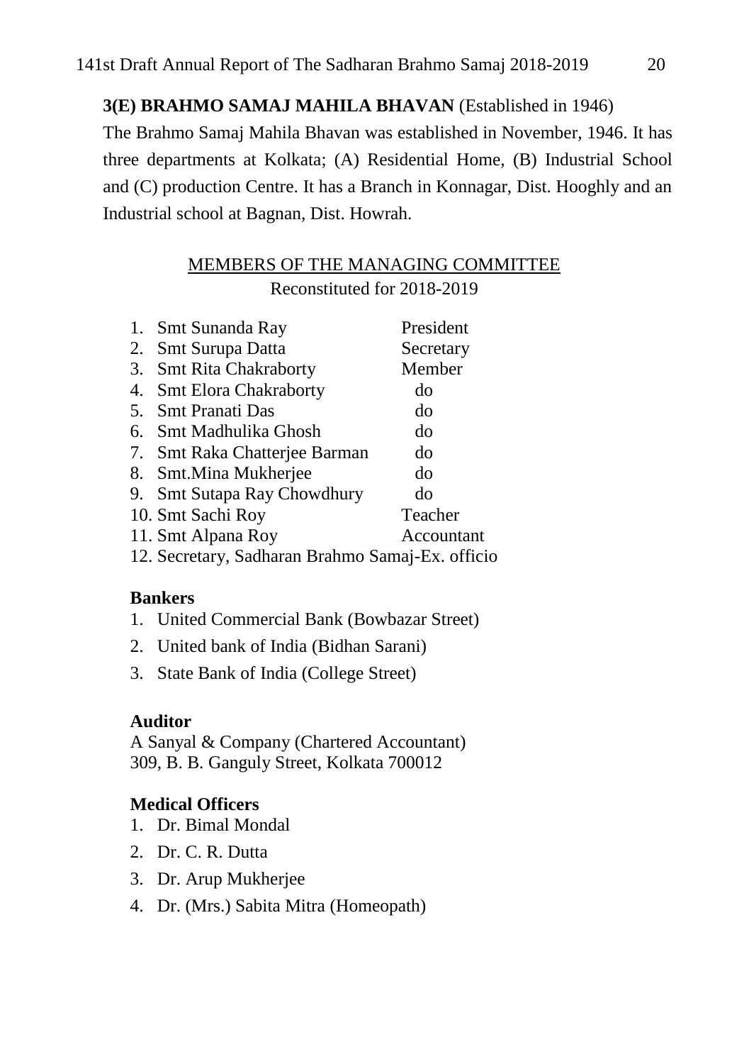### 3(E) BRAHMO SAMAJ MAHILA BHAVAN (Established in 1946)

The Brahmo Samaj Mahila Bhavan was established in November, 1946. It has three departments at Kolkata; (A) Residential Home, (B) Industrial School and (C) production Centre. It has a Branch in Konnagar, Dist. Hooghly and an Industrial school at Bagnan, Dist. Howrah.

MEMBERS OF THE MANAGING COMMITTEE

Reconstituted for 2018-2019

| | |
|---|---|
| 1. Smt Sunanda Ray | President |
| 2. Smt Surupa Datta | Secretary |
| 3. Smt Rita Chakraborty | Member |
| 4. Smt Elora Chakraborty | do |
| 5. Smt Pranati Das | do |
| 6. Smt Madhulika Ghosh | do |
| 7. Smt Raka Chatterjee Barman | do |
| 8. Smt.Mina Mukherjee | do |
| 9. Smt Sutapa Ray Chowdhury | do |
| 10. Smt Sachi Roy | Teacher |
| 11. Smt Alpana Roy | Accountant |

12. Secretary, Sadharan Brahmo Samaj-Ex. officio

**Bankers**

1. United Commercial Bank (Bowbazar Street)
2. United bank of India (Bidhan Sarani)
3. State Bank of India (College Street)

**Auditor**

A Sanyal & Company (Chartered Accountant)
309, B. B. Ganguly Street, Kolkata 700012

**Medical Officers**

1. Dr. Bimal Mondal
2. Dr. C. R. Dutta
3. Dr. Arup Mukherjee
4. Dr. (Mrs.) Sabita Mitra (Homeopath)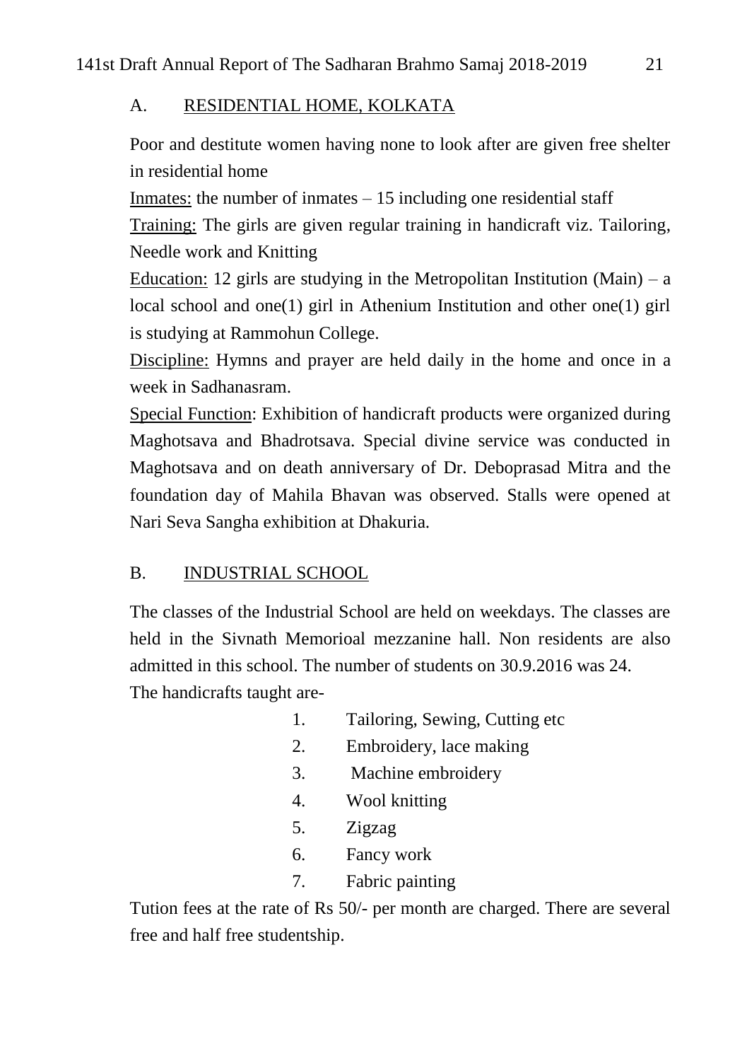## A. RESIDENTIAL HOME, KOLKATA

Poor and destitute women having none to look after are given free shelter in residential home

Inmates: the number of inmates – 15 including one residential staff

Training: The girls are given regular training in handicraft viz. Tailoring, Needle work and Knitting

Education: 12 girls are studying in the Metropolitan Institution (Main) – a local school and one(1) girl in Athenium Institution and other one(1) girl is studying at Rammohun College.

Discipline: Hymns and prayer are held daily in the home and once in a week in Sadhanasram.

Special Function: Exhibition of handicraft products were organized during Maghotsava and Bhadrotsava. Special divine service was conducted in Maghotsava and on death anniversary of Dr. Deboprasad Mitra and the foundation day of Mahila Bhavan was observed. Stalls were opened at Nari Seva Sangha exhibition at Dhakuria.

## B. INDUSTRIAL SCHOOL

The classes of the Industrial School are held on weekdays. The classes are held in the Sivnath Memorioal mezzanine hall. Non residents are also admitted in this school. The number of students on 30.9.2016 was 24.

The handicrafts taught are-

1. Tailoring, Sewing, Cutting etc
2. Embroidery, lace making
3. Machine embroidery
4. Wool knitting
5. Zigzag
6. Fancy work
7. Fabric painting

Tution fees at the rate of Rs 50/- per month are charged. There are several free and half free studentship.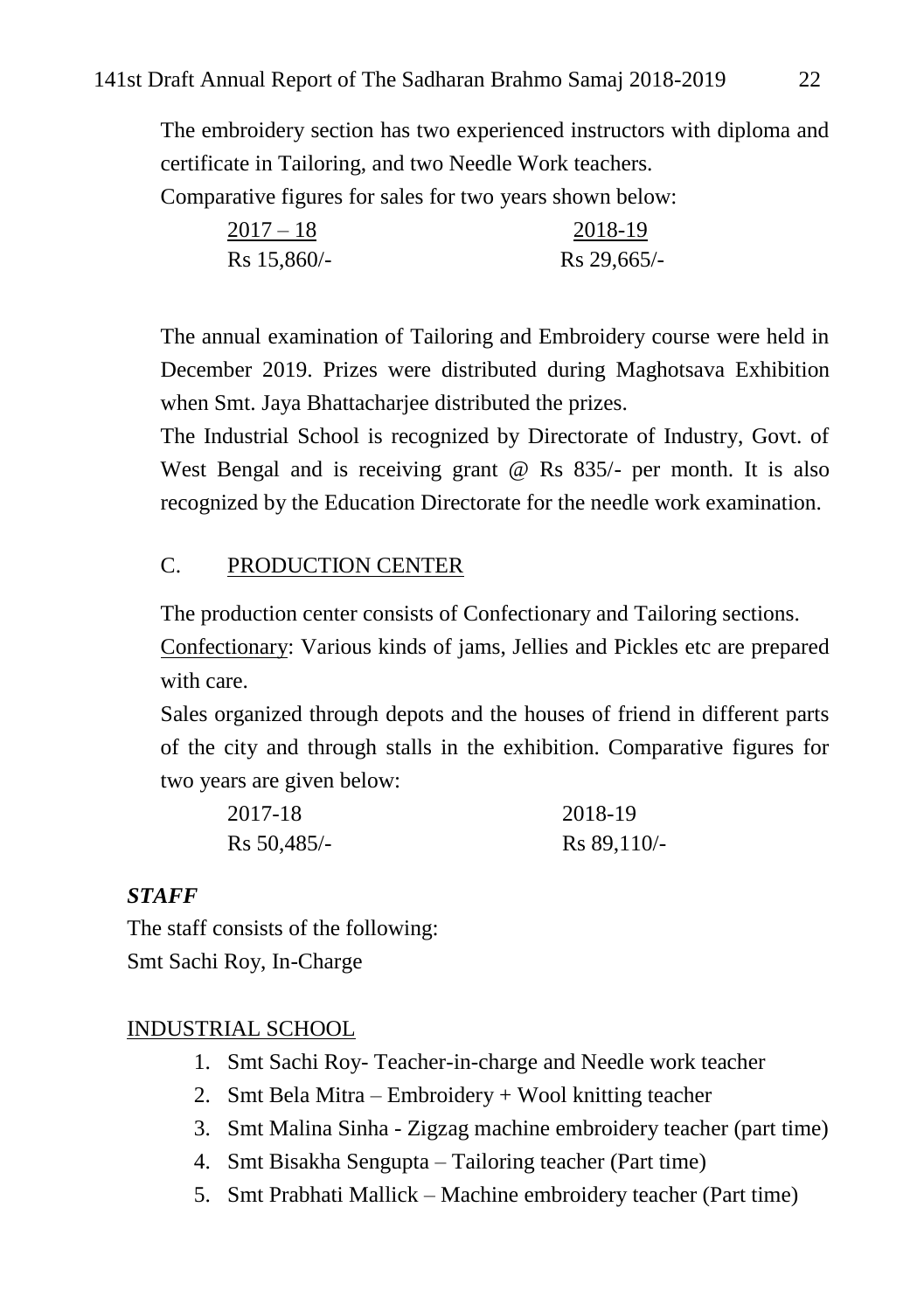The embroidery section has two experienced instructors with diploma and certificate in Tailoring, and two Needle Work teachers.

Comparative figures for sales for two years shown below:

| 2017 – 18 | 2018-19 |
|---|---|
| Rs 15,860/- | Rs 29,665/- |

The annual examination of Tailoring and Embroidery course were held in December 2019. Prizes were distributed during Maghotsava Exhibition when Smt. Jaya Bhattacharjee distributed the prizes.

The Industrial School is recognized by Directorate of Industry, Govt. of West Bengal and is receiving grant @ Rs 835/- per month. It is also recognized by the Education Directorate for the needle work examination.

## C. PRODUCTION CENTER

The production center consists of Confectionary and Tailoring sections.

Confectionary: Various kinds of jams, Jellies and Pickles etc are prepared with care.

Sales organized through depots and the houses of friend in different parts of the city and through stalls in the exhibition. Comparative figures for two years are given below:

| 2017-18 | 2018-19 |
|---|---|
| Rs 50,485/- | Rs 89,110/- |

### *STAFF*

The staff consists of the following:

Smt Sachi Roy, In-Charge

### INDUSTRIAL SCHOOL

1. Smt Sachi Roy- Teacher-in-charge and Needle work teacher
2. Smt Bela Mitra – Embroidery + Wool knitting teacher
3. Smt Malina Sinha - Zigzag machine embroidery teacher (part time)
4. Smt Bisakha Sengupta – Tailoring teacher (Part time)
5. Smt Prabhati Mallick – Machine embroidery teacher (Part time)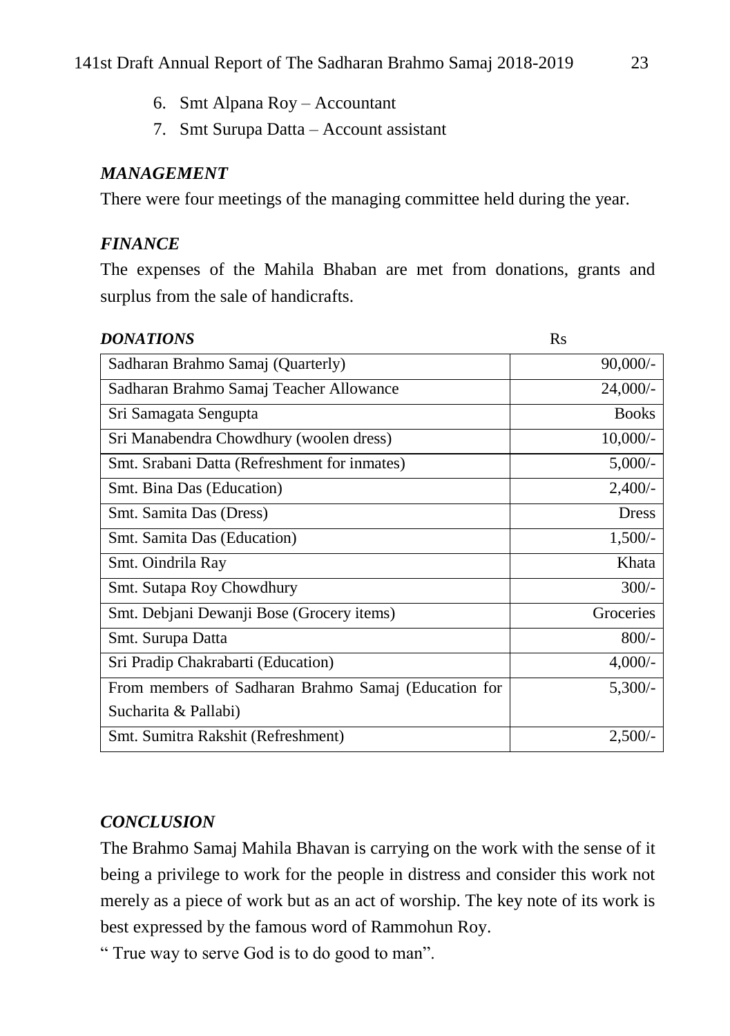6. Smt Alpana Roy – Accountant
7. Smt Surupa Datta – Account assistant

### *MANAGEMENT*

There were four meetings of the managing committee held during the year.

### *FINANCE*

The expenses of the Mahila Bhaban are met from donations, grants and surplus from the sale of handicrafts.

### *DONATIONS*

| | Rs |
|---|---:|
| Sadharan Brahmo Samaj (Quarterly) | 90,000/- |
| Sadharan Brahmo Samaj Teacher Allowance | 24,000/- |
| Sri Samagata Sengupta | Books |
| Sri Manabendra Chowdhury (woolen dress) | 10,000/- |
| Smt. Srabani Datta (Refreshment for inmates) | 5,000/- |
| Smt. Bina Das (Education) | 2,400/- |
| Smt. Samita Das (Dress) | Dress |
| Smt. Samita Das (Education) | 1,500/- |
| Smt. Oindrila Ray | Khata |
| Smt. Sutapa Roy Chowdhury | 300/- |
| Smt. Debjani Dewanji Bose (Grocery items) | Groceries |
| Smt. Surupa Datta | 800/- |
| Sri Pradip Chakrabarti (Education) | 4,000/- |
| From members of Sadharan Brahmo Samaj (Education for Sucharita & Pallabi) | 5,300/- |
| Smt. Sumitra Rakshit (Refreshment) | 2,500/- |

### *CONCLUSION*

The Brahmo Samaj Mahila Bhavan is carrying on the work with the sense of it being a privilege to work for the people in distress and consider this work not merely as a piece of work but as an act of worship. The key note of its work is best expressed by the famous word of Rammohun Roy.

" True way to serve God is to do good to man".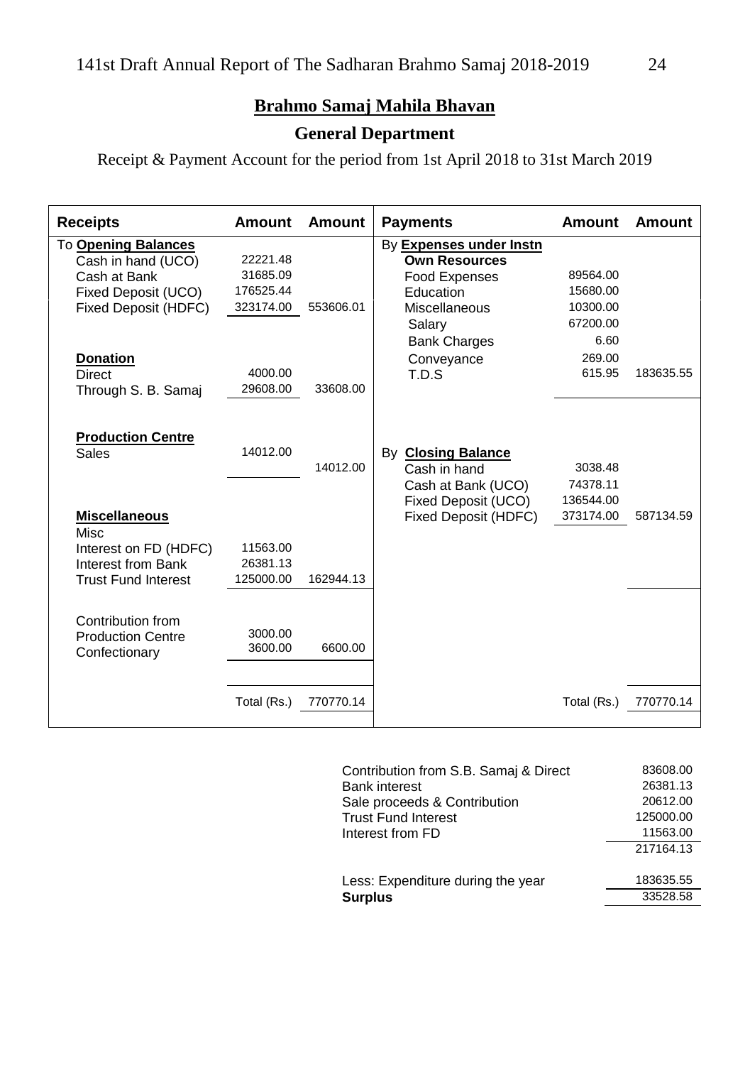## Brahmo Samaj Mahila Bhavan

### General Department

Receipt & Payment Account for the period from 1st April 2018 to 31st March 2019

| Receipts | Amount | Amount | Payments | Amount | Amount |
|---|---|---|---|---|---|
| To **Opening Balances** | | | By **Expenses under Instn** | | |
| Cash in hand (UCO) | 22221.48 | | **Own Resources** | | |
| Cash at Bank | 31685.09 | | Food Expenses | 89564.00 | |
| Fixed Deposit (UCO) | 176525.44 | | Education | 15680.00 | |
| Fixed Deposit (HDFC) | 323174.00 | 553606.01 | Miscellaneous | 10300.00 | |
| | | | Salary | 67200.00 | |
| | | | Bank Charges | 6.60 | |
| **Donation** | | | Conveyance | 269.00 | |
| Direct | 4000.00 | | T.D.S | 615.95 | 183635.55 |
| Through S. B. Samaj | 29608.00 | 33608.00 | | | |
| **Production Centre** | | | | | |
| Sales | 14012.00 | | By **Closing Balance** | | |
| | | 14012.00 | Cash in hand | 3038.48 | |
| | | | Cash at Bank (UCO) | 74378.11 | |
| | | | Fixed Deposit (UCO) | 136544.00 | |
| **Miscellaneous** | | | Fixed Deposit (HDFC) | 373174.00 | 587134.59 |
| Misc | | | | | |
| Interest on FD (HDFC) | 11563.00 | | | | |
| Interest from Bank | 26381.13 | | | | |
| Trust Fund Interest | 125000.00 | 162944.13 | | | |
| Contribution from | | | | | |
| Production Centre | 3000.00 | | | | |
| Confectionary | 3600.00 | 6600.00 | | | |
| | Total (Rs.) | 770770.14 | | Total (Rs.) | 770770.14 |

| | |
|---|---|
| Contribution from S.B. Samaj & Direct | 83608.00 |
| Bank interest | 26381.13 |
| Sale proceeds & Contribution | 20612.00 |
| Trust Fund Interest | 125000.00 |
| Interest from FD | 11563.00 |
| | 217164.13 |
| Less: Expenditure during the year | 183635.55 |
| **Surplus** | 33528.58 |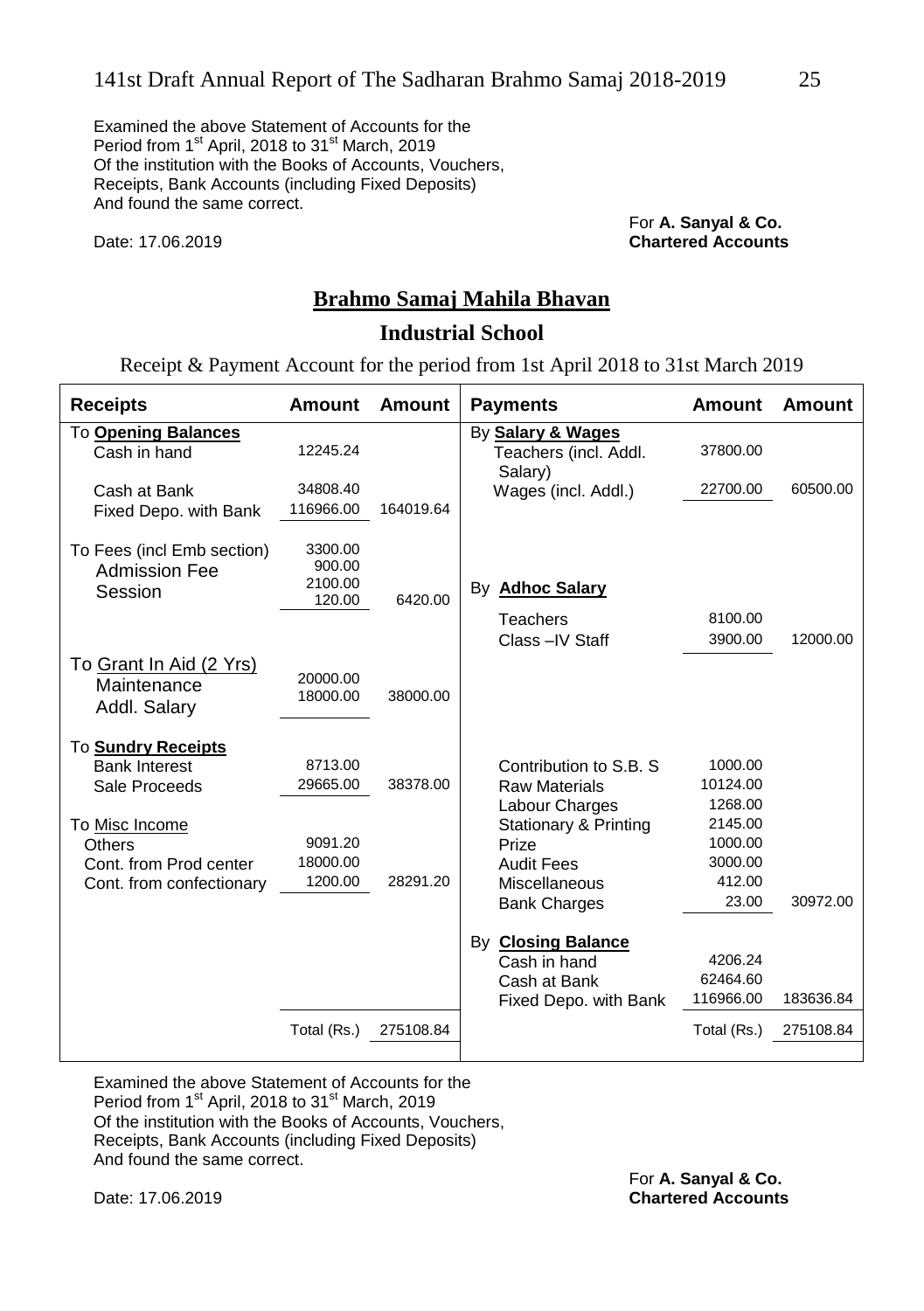Examined the above Statement of Accounts for the Period from 1st April, 2018 to 31st March, 2019 Of the institution with the Books of Accounts, Vouchers, Receipts, Bank Accounts (including Fixed Deposits) And found the same correct.

Date: 17.06.2019

For **A. Sanyal & Co.**
**Chartered Accounts**

## Brahmo Samaj Mahila Bhavan

### Industrial School

Receipt & Payment Account for the period from 1st April 2018 to 31st March 2019

| Receipts | Amount | Amount | Payments | Amount | Amount |
|---|---|---|---|---|---|
| To **Opening Balances** | | | By **Salary & Wages** | | |
| Cash in hand | 12245.24 | | Teachers (incl. Addl. Salary) | 37800.00 | |
| Cash at Bank | 34808.40 | | Wages (incl. Addl.) | 22700.00 | 60500.00 |
| Fixed Depo. with Bank | 116966.00 | 164019.64 | | | |
| To Fees (incl Emb section) | 3300.00 | | | | |
| Admission Fee | 900.00 | | | | |
| Session | 2100.00 | | By **Adhoc Salary** | | |
| | 120.00 | 6420.00 | | | |
| | | | Teachers | 8100.00 | |
| | | | Class –IV Staff | 3900.00 | 12000.00 |
| To Grant In Aid (2 Yrs) | | | | | |
| Maintenance | 20000.00 | | | | |
| Addl. Salary | 18000.00 | 38000.00 | | | |
| To **Sundry Receipts** | | | | | |
| Bank Interest | 8713.00 | | Contribution to S.B. S | 1000.00 | |
| Sale Proceeds | 29665.00 | 38378.00 | Raw Materials | 10124.00 | |
| | | | Labour Charges | 1268.00 | |
| To Misc Income | | | Stationary & Printing | 2145.00 | |
| Others | 9091.20 | | Prize | 1000.00 | |
| Cont. from Prod center | 18000.00 | | Audit Fees | 3000.00 | |
| Cont. from confectionary | 1200.00 | 28291.20 | Miscellaneous | 412.00 | |
| | | | Bank Charges | 23.00 | 30972.00 |
| | | | By **Closing Balance** | | |
| | | | Cash in hand | 4206.24 | |
| | | | Cash at Bank | 62464.60 | |
| | | | Fixed Depo. with Bank | 116966.00 | 183636.84 |
| | Total (Rs.) | 275108.84 | | Total (Rs.) | 275108.84 |

Examined the above Statement of Accounts for the Period from 1st April, 2018 to 31st March, 2019 Of the institution with the Books of Accounts, Vouchers, Receipts, Bank Accounts (including Fixed Deposits) And found the same correct.

Date: 17.06.2019

For **A. Sanyal & Co.**
**Chartered Accounts**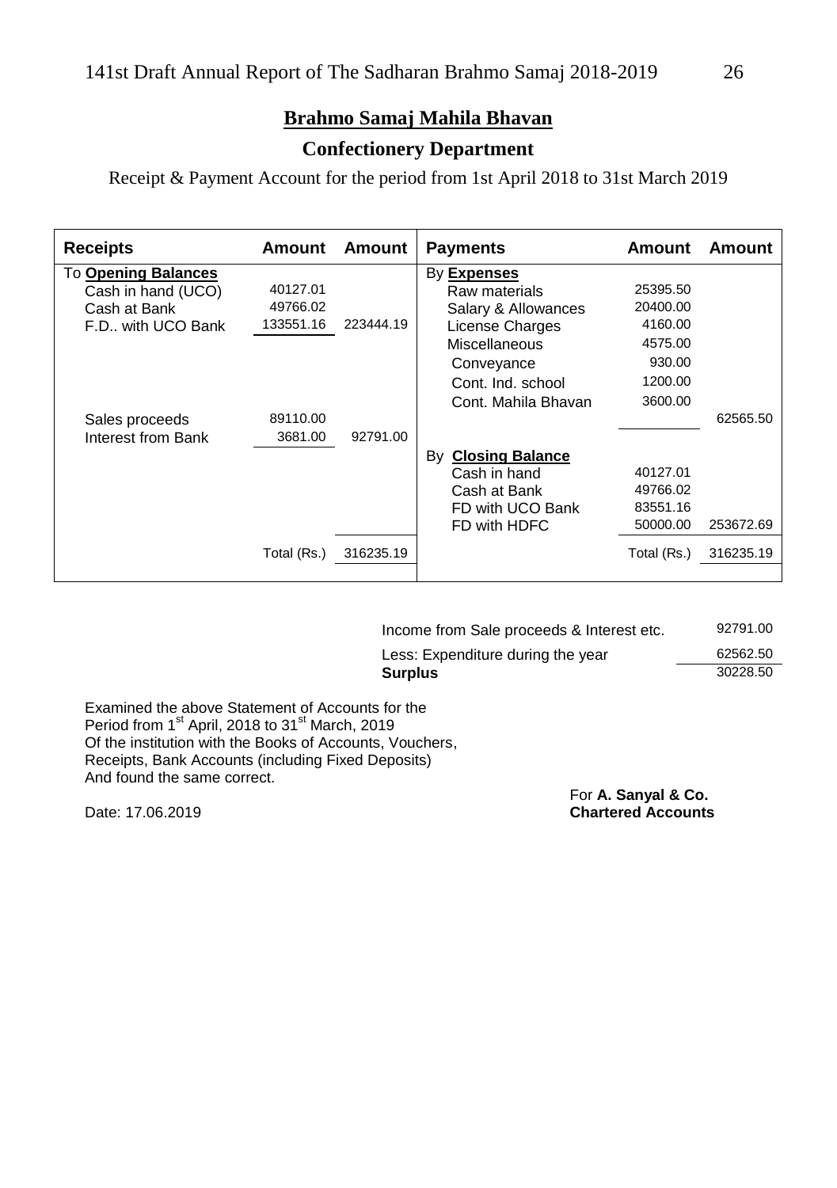## Brahmo Samaj Mahila Bhavan

### Confectionery Department

Receipt & Payment Account for the period from 1st April 2018 to 31st March 2019

| Receipts | Amount | Amount | Payments | Amount | Amount |
|---|---|---|---|---|---|
| To **Opening Balances** | | | By **Expenses** | | |
| Cash in hand (UCO) | 40127.01 | | Raw materials | 25395.50 | |
| Cash at Bank | 49766.02 | | Salary & Allowances | 20400.00 | |
| F.D.. with UCO Bank | 133551.16 | 223444.19 | License Charges | 4160.00 | |
| | | | Miscellaneous | 4575.00 | |
| | | | Conveyance | 930.00 | |
| | | | Cont. Ind. school | 1200.00 | |
| | | | Cont. Mahila Bhavan | 3600.00 | |
| Sales proceeds | 89110.00 | | | | 62565.50 |
| Interest from Bank | 3681.00 | 92791.00 | | | |
| | | | By **Closing Balance** | | |
| | | | Cash in hand | 40127.01 | |
| | | | Cash at Bank | 49766.02 | |
| | | | FD with UCO Bank | 83551.16 | |
| | | | FD with HDFC | 50000.00 | 253672.69 |
| | Total (Rs.) | 316235.19 | | Total (Rs.) | 316235.19 |

| | |
|---|---|
| Income from Sale proceeds & Interest etc. | 92791.00 |
| Less: Expenditure during the year | 62562.50 |
| **Surplus** | 30228.50 |

Examined the above Statement of Accounts for the Period from 1st April, 2018 to 31st March, 2019 Of the institution with the Books of Accounts, Vouchers, Receipts, Bank Accounts (including Fixed Deposits) And found the same correct.

Date: 17.06.2019

For **A. Sanyal & Co.**
**Chartered Accounts**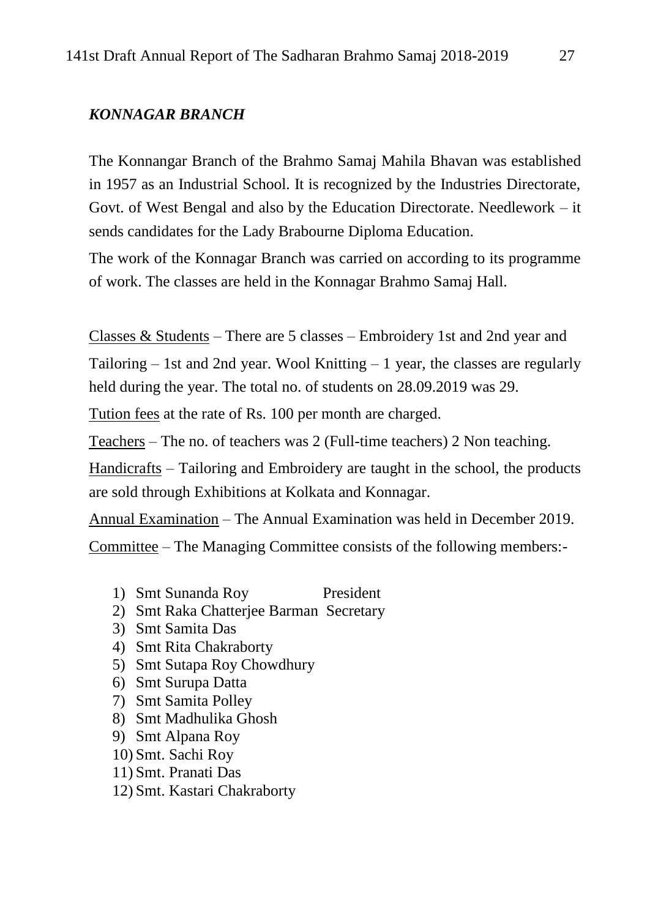### *KONNAGAR BRANCH*

The Konnangar Branch of the Brahmo Samaj Mahila Bhavan was established in 1957 as an Industrial School. It is recognized by the Industries Directorate, Govt. of West Bengal and also by the Education Directorate. Needlework – it sends candidates for the Lady Brabourne Diploma Education.

The work of the Konnagar Branch was carried on according to its programme of work. The classes are held in the Konnagar Brahmo Samaj Hall.

Classes & Students – There are 5 classes – Embroidery 1st and 2nd year and Tailoring – 1st and 2nd year. Wool Knitting – 1 year, the classes are regularly held during the year. The total no. of students on 28.09.2019 was 29.

Tution fees at the rate of Rs. 100 per month are charged.

Teachers – The no. of teachers was 2 (Full-time teachers) 2 Non teaching.

Handicrafts – Tailoring and Embroidery are taught in the school, the products are sold through Exhibitions at Kolkata and Konnagar.

Annual Examination – The Annual Examination was held in December 2019.

Committee – The Managing Committee consists of the following members:-

1) Smt Sunanda Roy President
2) Smt Raka Chatterjee Barman Secretary
3) Smt Samita Das
4) Smt Rita Chakraborty
5) Smt Sutapa Roy Chowdhury
6) Smt Surupa Datta
7) Smt Samita Polley
8) Smt Madhulika Ghosh
9) Smt Alpana Roy
10) Smt. Sachi Roy
11) Smt. Pranati Das
12) Smt. Kastari Chakraborty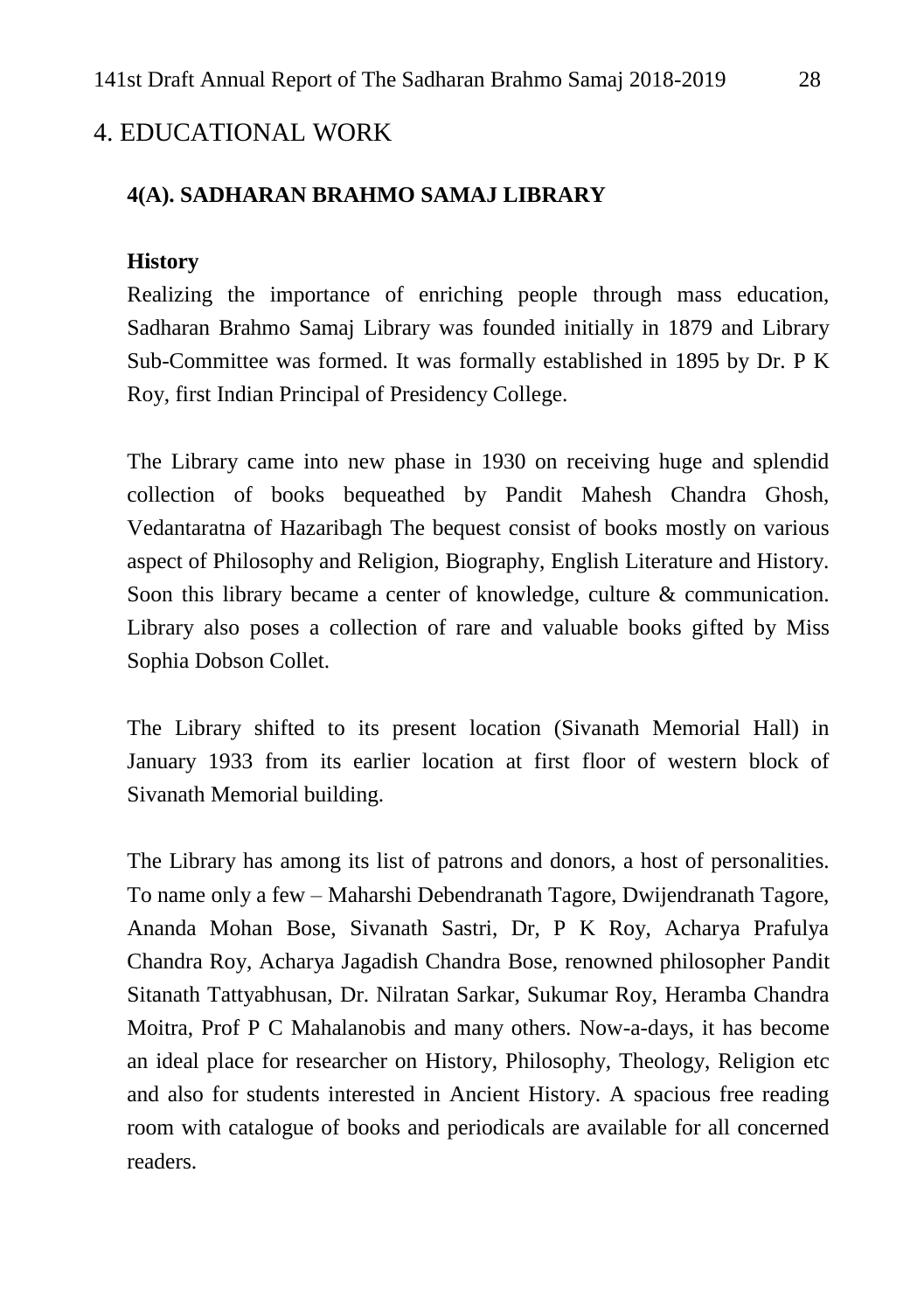# 4. EDUCATIONAL WORK

## 4(A). SADHARAN BRAHMO SAMAJ LIBRARY

**History**

Realizing the importance of enriching people through mass education, Sadharan Brahmo Samaj Library was founded initially in 1879 and Library Sub-Committee was formed. It was formally established in 1895 by Dr. P K Roy, first Indian Principal of Presidency College.

The Library came into new phase in 1930 on receiving huge and splendid collection of books bequeathed by Pandit Mahesh Chandra Ghosh, Vedantaratna of Hazaribagh The bequest consist of books mostly on various aspect of Philosophy and Religion, Biography, English Literature and History. Soon this library became a center of knowledge, culture & communication. Library also poses a collection of rare and valuable books gifted by Miss Sophia Dobson Collet.

The Library shifted to its present location (Sivanath Memorial Hall) in January 1933 from its earlier location at first floor of western block of Sivanath Memorial building.

The Library has among its list of patrons and donors, a host of personalities. To name only a few – Maharshi Debendranath Tagore, Dwijendranath Tagore, Ananda Mohan Bose, Sivanath Sastri, Dr, P K Roy, Acharya Prafulya Chandra Roy, Acharya Jagadish Chandra Bose, renowned philosopher Pandit Sitanath Tattyabhusan, Dr. Nilratan Sarkar, Sukumar Roy, Heramba Chandra Moitra, Prof P C Mahalanobis and many others. Now-a-days, it has become an ideal place for researcher on History, Philosophy, Theology, Religion etc and also for students interested in Ancient History. A spacious free reading room with catalogue of books and periodicals are available for all concerned readers.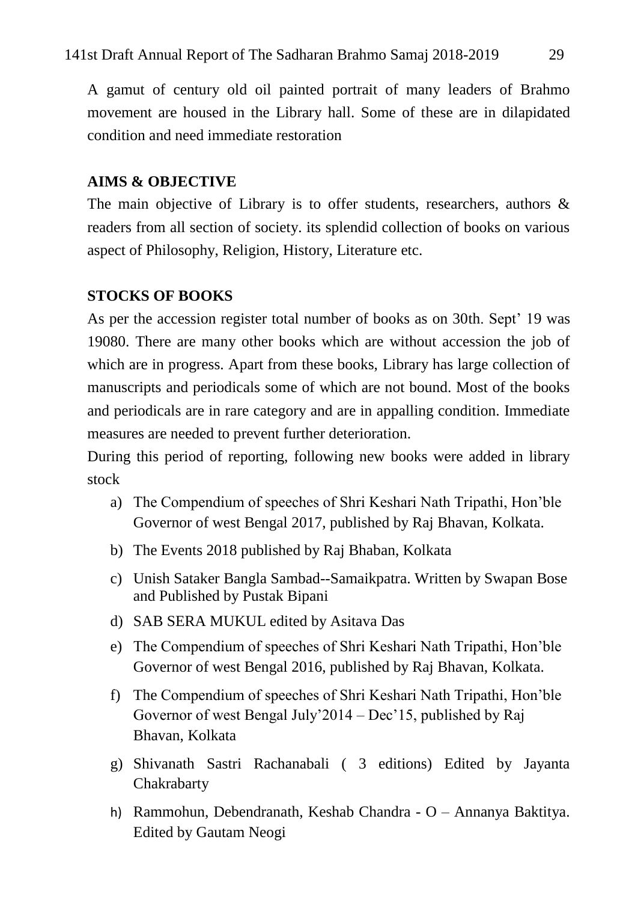A gamut of century old oil painted portrait of many leaders of Brahmo movement are housed in the Library hall. Some of these are in dilapidated condition and need immediate restoration

### AIMS & OBJECTIVE

The main objective of Library is to offer students, researchers, authors & readers from all section of society. its splendid collection of books on various aspect of Philosophy, Religion, History, Literature etc.

### STOCKS OF BOOKS

As per the accession register total number of books as on 30th. Sept' 19 was 19080. There are many other books which are without accession the job of which are in progress. Apart from these books, Library has large collection of manuscripts and periodicals some of which are not bound. Most of the books and periodicals are in rare category and are in appalling condition. Immediate measures are needed to prevent further deterioration.

During this period of reporting, following new books were added in library stock

a) The Compendium of speeches of Shri Keshari Nath Tripathi, Hon'ble Governor of west Bengal 2017, published by Raj Bhavan, Kolkata.
b) The Events 2018 published by Raj Bhaban, Kolkata
c) Unish Sataker Bangla Sambad--Samaikpatra. Written by Swapan Bose and Published by Pustak Bipani
d) SAB SERA MUKUL edited by Asitava Das
e) The Compendium of speeches of Shri Keshari Nath Tripathi, Hon'ble Governor of west Bengal 2016, published by Raj Bhavan, Kolkata.
f) The Compendium of speeches of Shri Keshari Nath Tripathi, Hon'ble Governor of west Bengal July'2014 – Dec'15, published by Raj Bhavan, Kolkata
g) Shivanath Sastri Rachanabali ( 3 editions) Edited by Jayanta Chakrabarty
h) Rammohun, Debendranath, Keshab Chandra - O – Annanya Baktitya. Edited by Gautam Neogi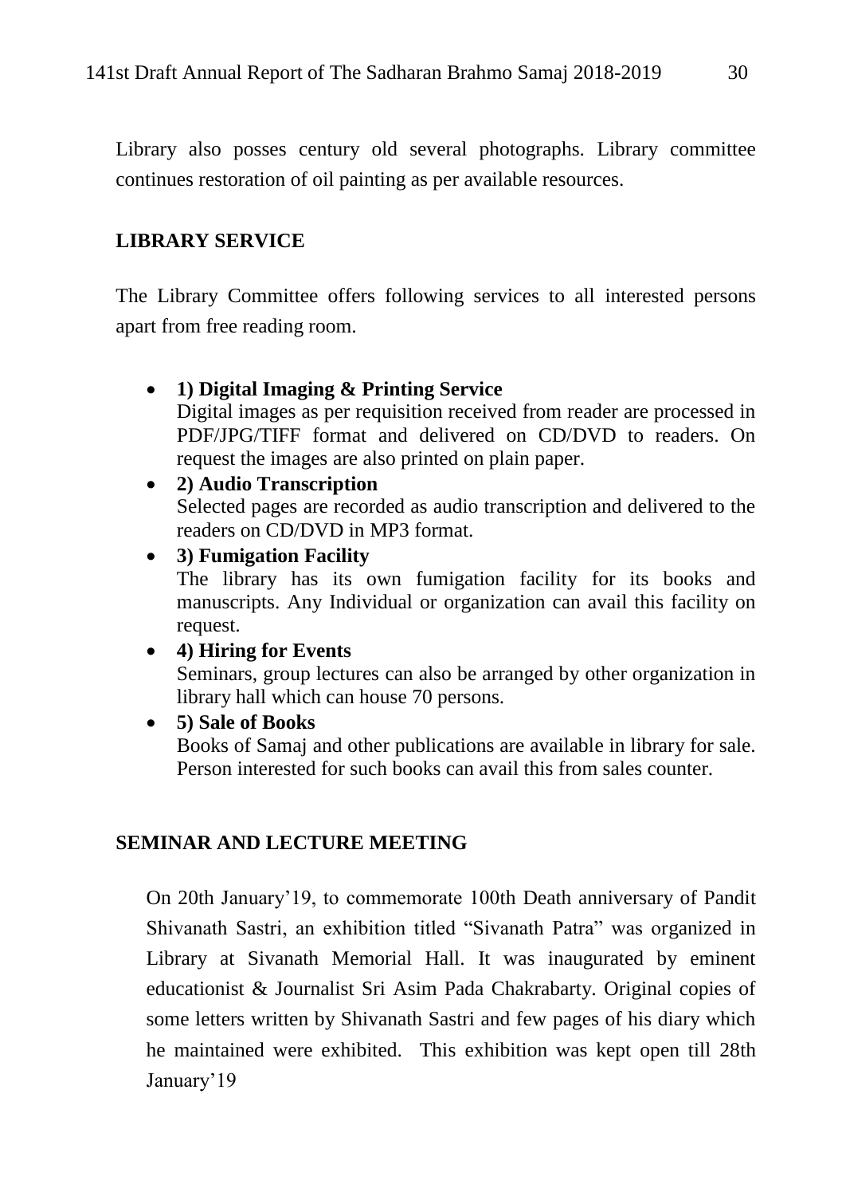Library also posses century old several photographs. Library committee continues restoration of oil painting as per available resources.

## LIBRARY SERVICE

The Library Committee offers following services to all interested persons apart from free reading room.

- **1) Digital Imaging & Printing Service**
  Digital images as per requisition received from reader are processed in PDF/JPG/TIFF format and delivered on CD/DVD to readers. On request the images are also printed on plain paper.
- **2) Audio Transcription**
  Selected pages are recorded as audio transcription and delivered to the readers on CD/DVD in MP3 format.
- **3) Fumigation Facility**
  The library has its own fumigation facility for its books and manuscripts. Any Individual or organization can avail this facility on request.
- **4) Hiring for Events**
  Seminars, group lectures can also be arranged by other organization in library hall which can house 70 persons.
- **5) Sale of Books**
  Books of Samaj and other publications are available in library for sale. Person interested for such books can avail this from sales counter.

## SEMINAR AND LECTURE MEETING

On 20th January'19, to commemorate 100th Death anniversary of Pandit Shivanath Sastri, an exhibition titled "Sivanath Patra" was organized in Library at Sivanath Memorial Hall. It was inaugurated by eminent educationist & Journalist Sri Asim Pada Chakrabarty. Original copies of some letters written by Shivanath Sastri and few pages of his diary which he maintained were exhibited. This exhibition was kept open till 28th January'19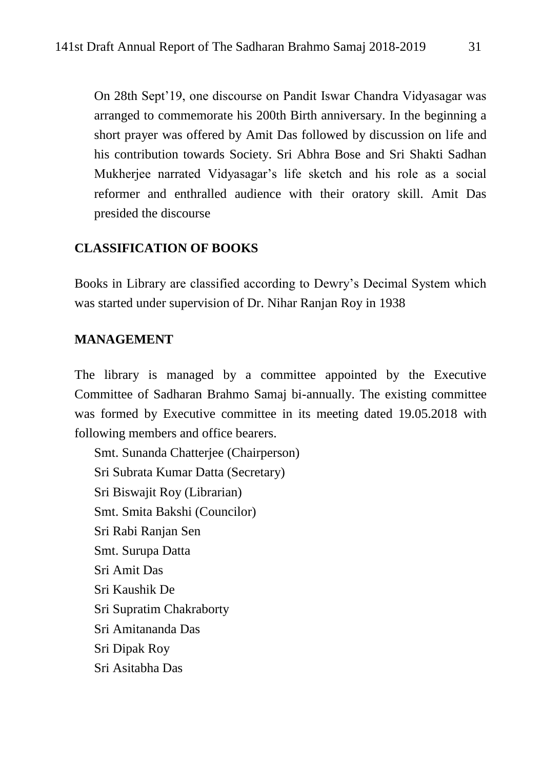On 28th Sept'19, one discourse on Pandit Iswar Chandra Vidyasagar was arranged to commemorate his 200th Birth anniversary. In the beginning a short prayer was offered by Amit Das followed by discussion on life and his contribution towards Society. Sri Abhra Bose and Sri Shakti Sadhan Mukherjee narrated Vidyasagar's life sketch and his role as a social reformer and enthralled audience with their oratory skill. Amit Das presided the discourse

**CLASSIFICATION OF BOOKS**

Books in Library are classified according to Dewry's Decimal System which was started under supervision of Dr. Nihar Ranjan Roy in 1938

**MANAGEMENT**

The library is managed by a committee appointed by the Executive Committee of Sadharan Brahmo Samaj bi-annually. The existing committee was formed by Executive committee in its meeting dated 19.05.2018 with following members and office bearers.

Smt. Sunanda Chatterjee (Chairperson)
Sri Subrata Kumar Datta (Secretary)
Sri Biswajit Roy (Librarian)
Smt. Smita Bakshi (Councilor)
Sri Rabi Ranjan Sen
Smt. Surupa Datta
Sri Amit Das
Sri Kaushik De
Sri Supratim Chakraborty
Sri Amitananda Das
Sri Dipak Roy
Sri Asitabha Das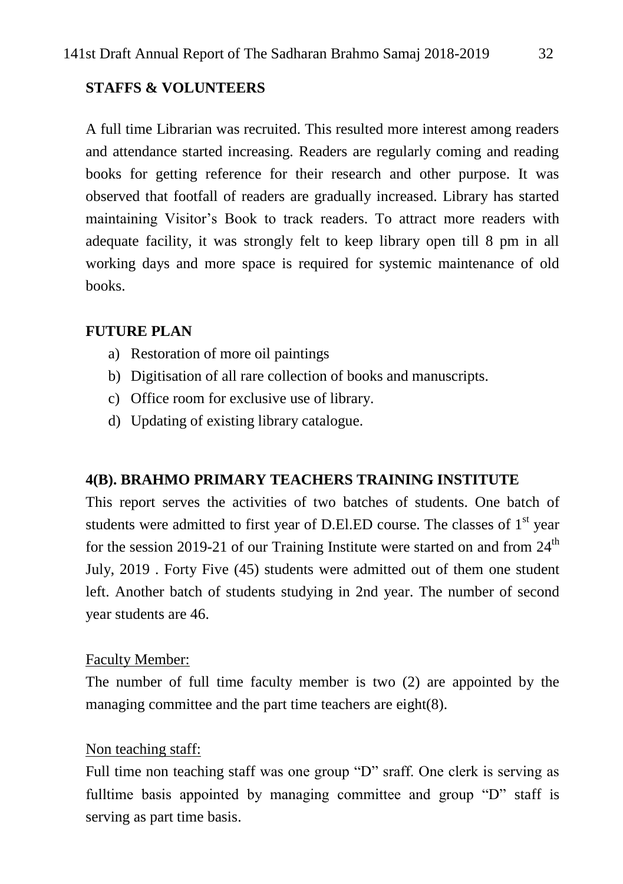**STAFFS & VOLUNTEERS**

A full time Librarian was recruited. This resulted more interest among readers and attendance started increasing. Readers are regularly coming and reading books for getting reference for their research and other purpose. It was observed that footfall of readers are gradually increased. Library has started maintaining Visitor's Book to track readers. To attract more readers with adequate facility, it was strongly felt to keep library open till 8 pm in all working days and more space is required for systemic maintenance of old books.

**FUTURE PLAN**

a) Restoration of more oil paintings
b) Digitisation of all rare collection of books and manuscripts.
c) Office room for exclusive use of library.
d) Updating of existing library catalogue.

**4(B). BRAHMO PRIMARY TEACHERS TRAINING INSTITUTE**

This report serves the activities of two batches of students. One batch of students were admitted to first year of D.El.ED course. The classes of 1st year for the session 2019-21 of our Training Institute were started on and from 24th July, 2019 . Forty Five (45) students were admitted out of them one student left. Another batch of students studying in 2nd year. The number of second year students are 46.

Faculty Member:

The number of full time faculty member is two (2) are appointed by the managing committee and the part time teachers are eight(8).

Non teaching staff:

Full time non teaching staff was one group "D" sraff. One clerk is serving as fulltime basis appointed by managing committee and group "D" staff is serving as part time basis.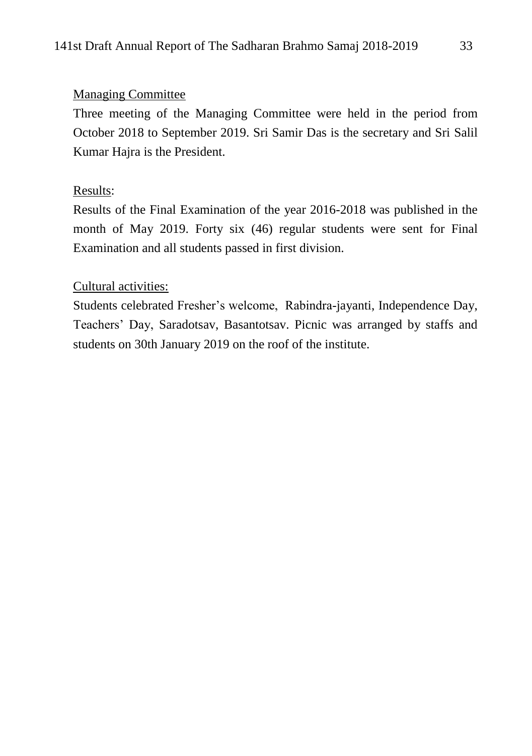Managing Committee

Three meeting of the Managing Committee were held in the period from October 2018 to September 2019. Sri Samir Das is the secretary and Sri Salil Kumar Hajra is the President.

Results:

Results of the Final Examination of the year 2016-2018 was published in the month of May 2019. Forty six (46) regular students were sent for Final Examination and all students passed in first division.

Cultural activities:

Students celebrated Fresher's welcome, Rabindra-jayanti, Independence Day, Teachers' Day, Saradotsav, Basantotsav. Picnic was arranged by staffs and students on 30th January 2019 on the roof of the institute.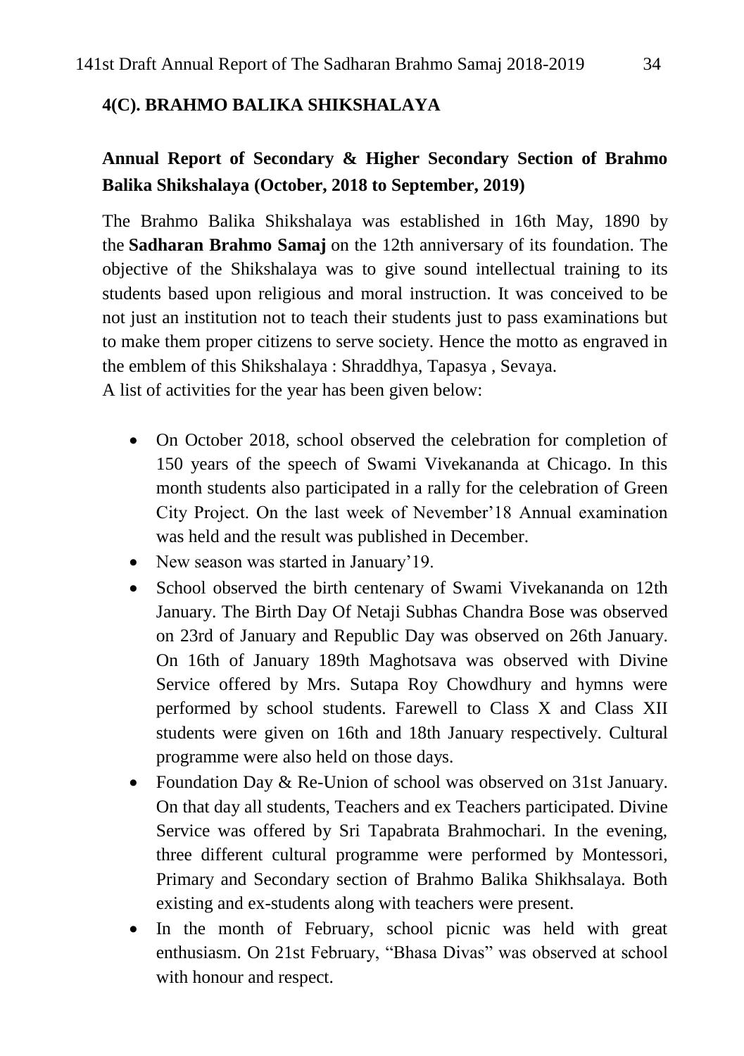## 4(C). BRAHMO BALIKA SHIKSHALAYA

### Annual Report of Secondary & Higher Secondary Section of Brahmo Balika Shikshalaya (October, 2018 to September, 2019)

The Brahmo Balika Shikshalaya was established in 16th May, 1890 by the **Sadharan Brahmo Samaj** on the 12th anniversary of its foundation. The objective of the Shikshalaya was to give sound intellectual training to its students based upon religious and moral instruction. It was conceived to be not just an institution not to teach their students just to pass examinations but to make them proper citizens to serve society. Hence the motto as engraved in the emblem of this Shikshalaya : Shraddhya, Tapasya , Sevaya.
A list of activities for the year has been given below:

- On October 2018, school observed the celebration for completion of 150 years of the speech of Swami Vivekananda at Chicago. In this month students also participated in a rally for the celebration of Green City Project. On the last week of Nevember'18 Annual examination was held and the result was published in December.
- New season was started in January'19.
- School observed the birth centenary of Swami Vivekananda on 12th January. The Birth Day Of Netaji Subhas Chandra Bose was observed on 23rd of January and Republic Day was observed on 26th January. On 16th of January 189th Maghotsava was observed with Divine Service offered by Mrs. Sutapa Roy Chowdhury and hymns were performed by school students. Farewell to Class X and Class XII students were given on 16th and 18th January respectively. Cultural programme were also held on those days.
- Foundation Day & Re-Union of school was observed on 31st January. On that day all students, Teachers and ex Teachers participated. Divine Service was offered by Sri Tapabrata Brahmochari. In the evening, three different cultural programme were performed by Montessori, Primary and Secondary section of Brahmo Balika Shikhsalaya. Both existing and ex-students along with teachers were present.
- In the month of February, school picnic was held with great enthusiasm. On 21st February, "Bhasa Divas" was observed at school with honour and respect.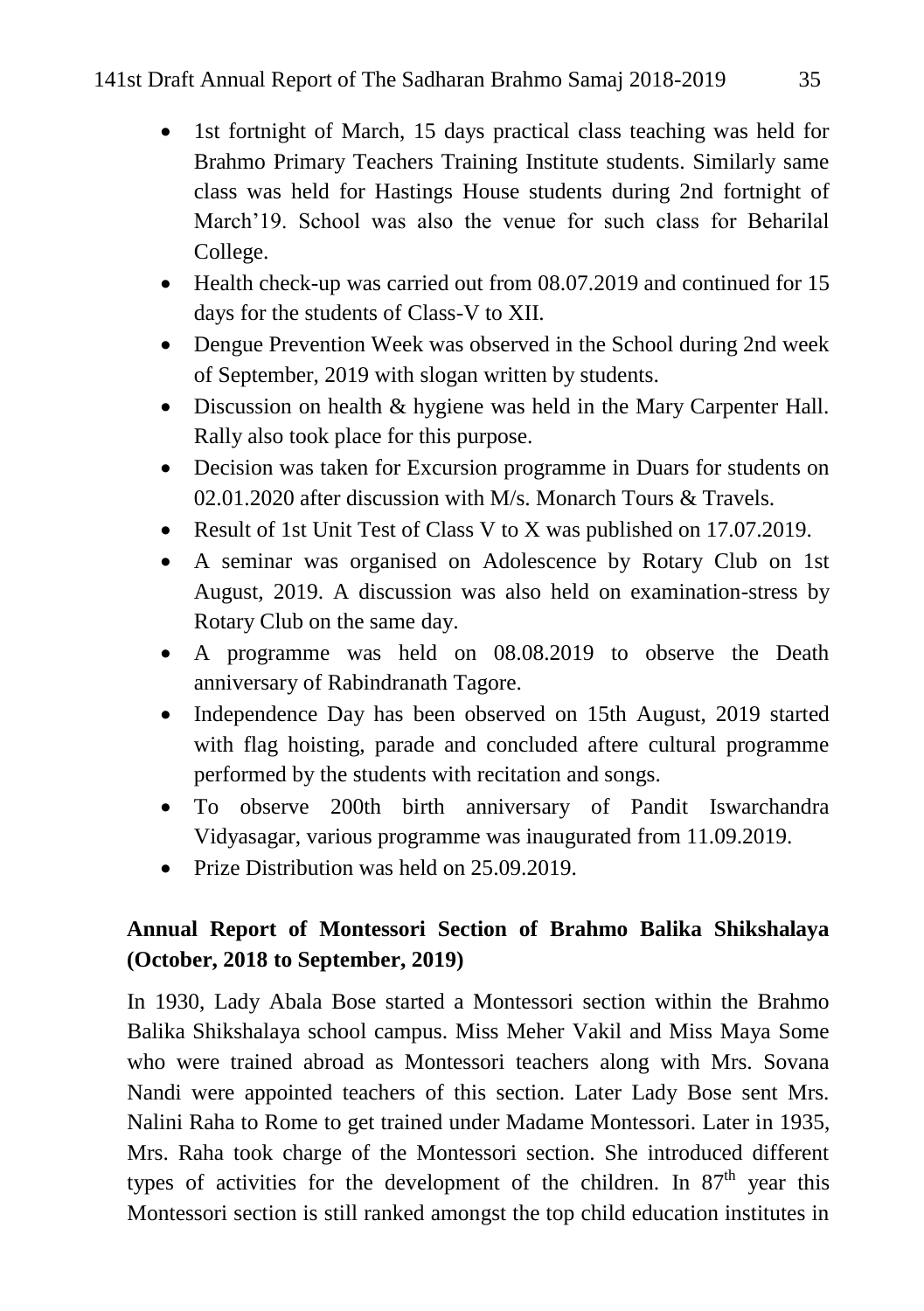- 1st fortnight of March, 15 days practical class teaching was held for Brahmo Primary Teachers Training Institute students. Similarly same class was held for Hastings House students during 2nd fortnight of March'19. School was also the venue for such class for Beharilal College.
- Health check-up was carried out from 08.07.2019 and continued for 15 days for the students of Class-V to XII.
- Dengue Prevention Week was observed in the School during 2nd week of September, 2019 with slogan written by students.
- Discussion on health & hygiene was held in the Mary Carpenter Hall. Rally also took place for this purpose.
- Decision was taken for Excursion programme in Duars for students on 02.01.2020 after discussion with M/s. Monarch Tours & Travels.
- Result of 1st Unit Test of Class V to X was published on 17.07.2019.
- A seminar was organised on Adolescence by Rotary Club on 1st August, 2019. A discussion was also held on examination-stress by Rotary Club on the same day.
- A programme was held on 08.08.2019 to observe the Death anniversary of Rabindranath Tagore.
- Independence Day has been observed on 15th August, 2019 started with flag hoisting, parade and concluded aftere cultural programme performed by the students with recitation and songs.
- To observe 200th birth anniversary of Pandit Iswarchandra Vidyasagar, various programme was inaugurated from 11.09.2019.
- Prize Distribution was held on 25.09.2019.

## Annual Report of Montessori Section of Brahmo Balika Shikshalaya (October, 2018 to September, 2019)

In 1930, Lady Abala Bose started a Montessori section within the Brahmo Balika Shikshalaya school campus. Miss Meher Vakil and Miss Maya Some who were trained abroad as Montessori teachers along with Mrs. Sovana Nandi were appointed teachers of this section. Later Lady Bose sent Mrs. Nalini Raha to Rome to get trained under Madame Montessori. Later in 1935, Mrs. Raha took charge of the Montessori section. She introduced different types of activities for the development of the children. In 87th year this Montessori section is still ranked amongst the top child education institutes in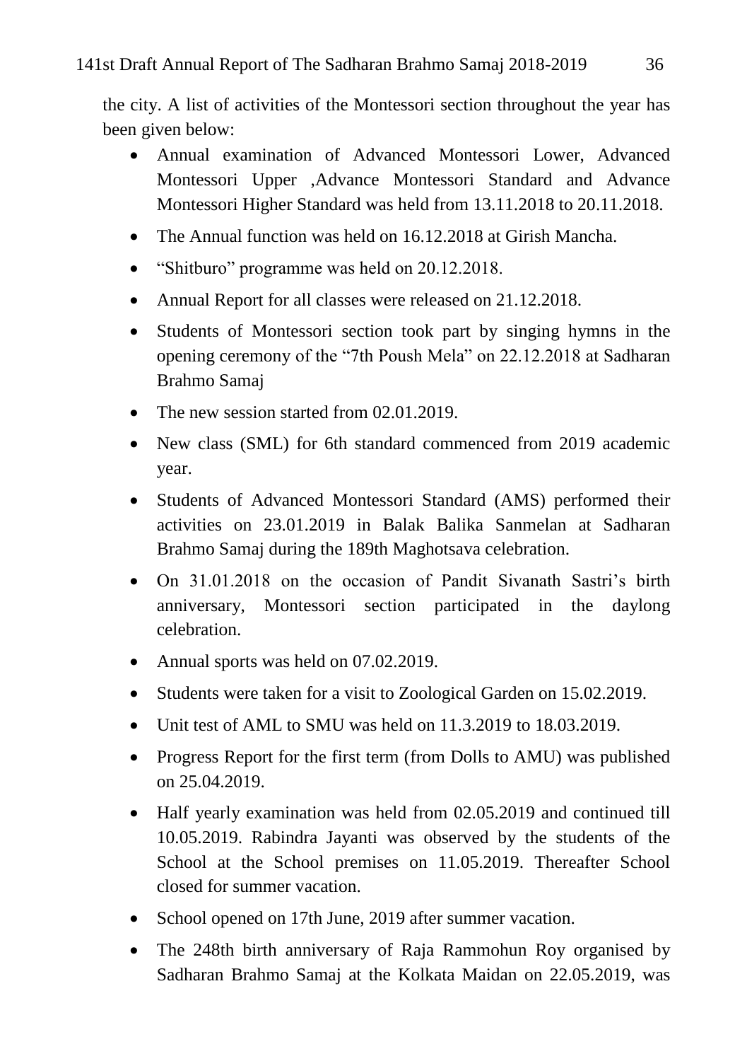the city. A list of activities of the Montessori section throughout the year has been given below:

- Annual examination of Advanced Montessori Lower, Advanced Montessori Upper ,Advance Montessori Standard and Advance Montessori Higher Standard was held from 13.11.2018 to 20.11.2018.
- The Annual function was held on 16.12.2018 at Girish Mancha.
- "Shitburo" programme was held on 20.12.2018.
- Annual Report for all classes were released on 21.12.2018.
- Students of Montessori section took part by singing hymns in the opening ceremony of the "7th Poush Mela" on 22.12.2018 at Sadharan Brahmo Samaj
- The new session started from 02.01.2019.
- New class (SML) for 6th standard commenced from 2019 academic year.
- Students of Advanced Montessori Standard (AMS) performed their activities on 23.01.2019 in Balak Balika Sanmelan at Sadharan Brahmo Samaj during the 189th Maghotsava celebration.
- On 31.01.2018 on the occasion of Pandit Sivanath Sastri's birth anniversary, Montessori section participated in the daylong celebration.
- Annual sports was held on 07.02.2019.
- Students were taken for a visit to Zoological Garden on 15.02.2019.
- Unit test of AML to SMU was held on 11.3.2019 to 18.03.2019.
- Progress Report for the first term (from Dolls to AMU) was published on 25.04.2019.
- Half yearly examination was held from 02.05.2019 and continued till 10.05.2019. Rabindra Jayanti was observed by the students of the School at the School premises on 11.05.2019. Thereafter School closed for summer vacation.
- School opened on 17th June, 2019 after summer vacation.
- The 248th birth anniversary of Raja Rammohun Roy organised by Sadharan Brahmo Samaj at the Kolkata Maidan on 22.05.2019, was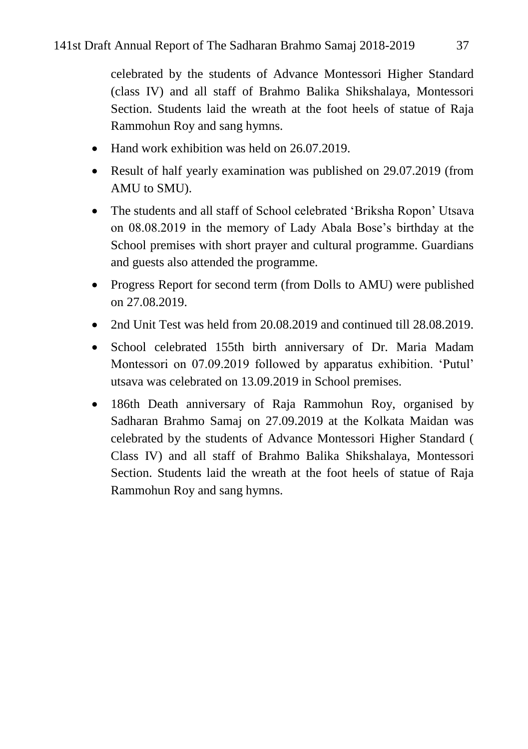celebrated by the students of Advance Montessori Higher Standard (class IV) and all staff of Brahmo Balika Shikshalaya, Montessori Section. Students laid the wreath at the foot heels of statue of Raja Rammohun Roy and sang hymns.

- Hand work exhibition was held on 26.07.2019.
- Result of half yearly examination was published on 29.07.2019 (from AMU to SMU).
- The students and all staff of School celebrated 'Briksha Ropon' Utsava on 08.08.2019 in the memory of Lady Abala Bose's birthday at the School premises with short prayer and cultural programme. Guardians and guests also attended the programme.
- Progress Report for second term (from Dolls to AMU) were published on 27.08.2019.
- 2nd Unit Test was held from 20.08.2019 and continued till 28.08.2019.
- School celebrated 155th birth anniversary of Dr. Maria Madam Montessori on 07.09.2019 followed by apparatus exhibition. 'Putul' utsava was celebrated on 13.09.2019 in School premises.
- 186th Death anniversary of Raja Rammohun Roy, organised by Sadharan Brahmo Samaj on 27.09.2019 at the Kolkata Maidan was celebrated by the students of Advance Montessori Higher Standard ( Class IV) and all staff of Brahmo Balika Shikshalaya, Montessori Section. Students laid the wreath at the foot heels of statue of Raja Rammohun Roy and sang hymns.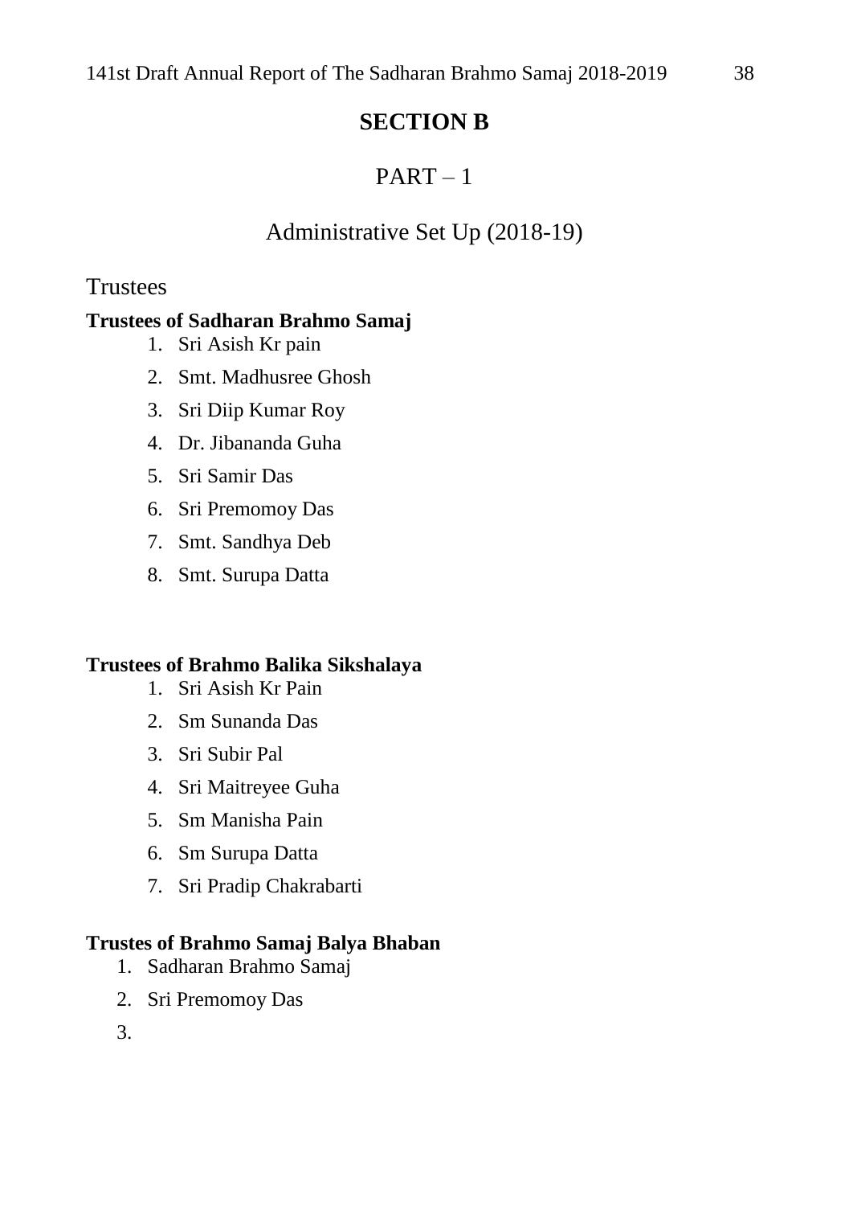# SECTION B

## PART – 1

## Administrative Set Up (2018-19)

### Trustees

**Trustees of Sadharan Brahmo Samaj**

1. Sri Asish Kr pain
2. Smt. Madhusree Ghosh
3. Sri Diip Kumar Roy
4. Dr. Jibananda Guha
5. Sri Samir Das
6. Sri Premomoy Das
7. Smt. Sandhya Deb
8. Smt. Surupa Datta

**Trustees of Brahmo Balika Sikshalaya**

1. Sri Asish Kr Pain
2. Sm Sunanda Das
3. Sri Subir Pal
4. Sri Maitreyee Guha
5. Sm Manisha Pain
6. Sm Surupa Datta
7. Sri Pradip Chakrabarti

**Trustes of Brahmo Samaj Balya Bhaban**

1. Sadharan Brahmo Samaj
2. Sri Premomoy Das
3.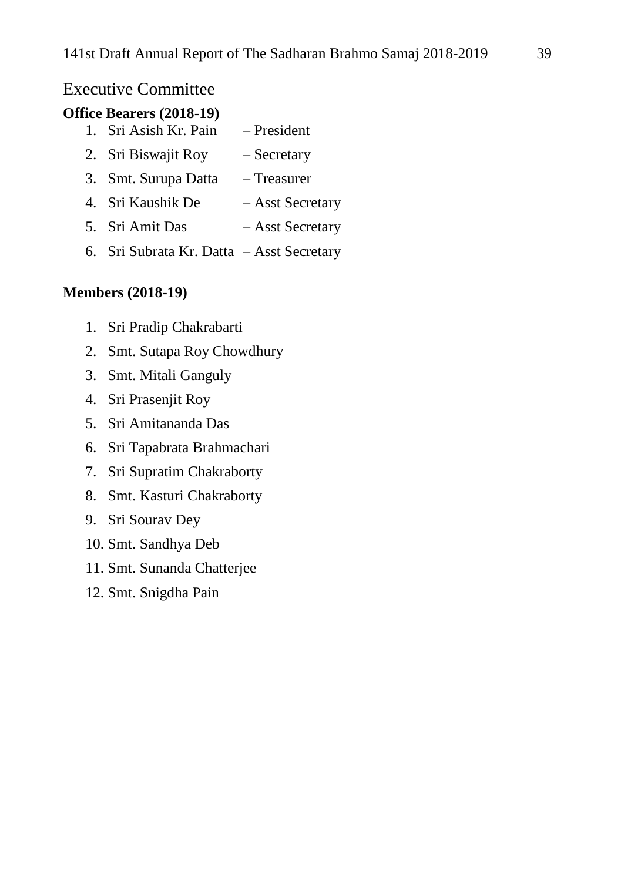# Executive Committee

**Office Bearers (2018-19)**

1. Sri Asish Kr. Pain – President
2. Sri Biswajit Roy – Secretary
3. Smt. Surupa Datta – Treasurer
4. Sri Kaushik De – Asst Secretary
5. Sri Amit Das – Asst Secretary
6. Sri Subrata Kr. Datta – Asst Secretary

**Members (2018-19)**

1. Sri Pradip Chakrabarti
2. Smt. Sutapa Roy Chowdhury
3. Smt. Mitali Ganguly
4. Sri Prasenjit Roy
5. Sri Amitananda Das
6. Sri Tapabrata Brahmachari
7. Sri Supratim Chakraborty
8. Smt. Kasturi Chakraborty
9. Sri Sourav Dey
10. Smt. Sandhya Deb
11. Smt. Sunanda Chatterjee
12. Smt. Snigdha Pain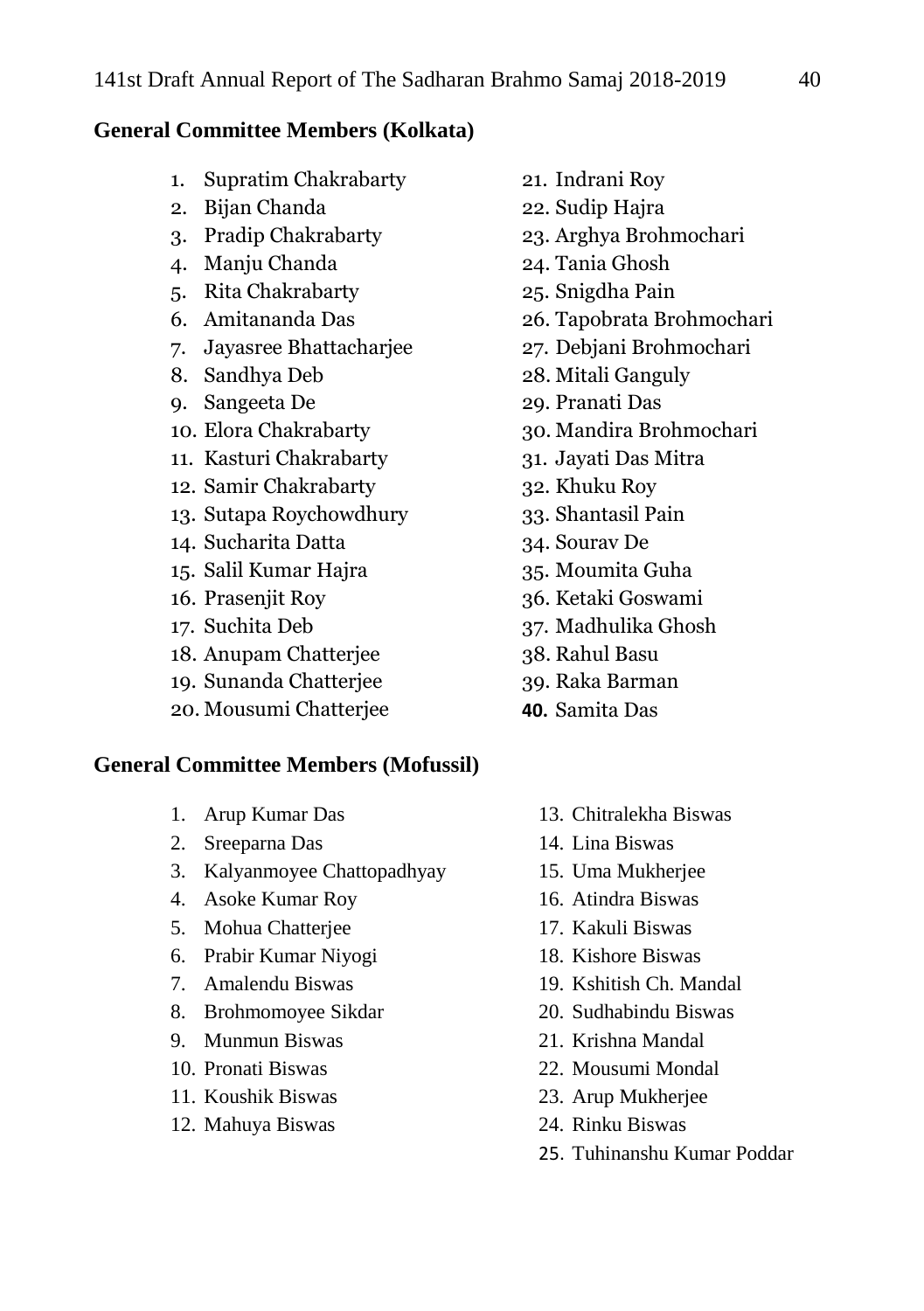## General Committee Members (Kolkata)

1. Supratim Chakrabarty
2. Bijan Chanda
3. Pradip Chakrabarty
4. Manju Chanda
5. Rita Chakrabarty
6. Amitananda Das
7. Jayasree Bhattacharjee
8. Sandhya Deb
9. Sangeeta De
10. Elora Chakrabarty
11. Kasturi Chakrabarty
12. Samir Chakrabarty
13. Sutapa Roychowdhury
14. Sucharita Datta
15. Salil Kumar Hajra
16. Prasenjit Roy
17. Suchita Deb
18. Anupam Chatterjee
19. Sunanda Chatterjee
20. Mousumi Chatterjee
21. Indrani Roy
22. Sudip Hajra
23. Arghya Brohmochari
24. Tania Ghosh
25. Snigdha Pain
26. Tapobrata Brohmochari
27. Debjani Brohmochari
28. Mitali Ganguly
29. Pranati Das
30. Mandira Brohmochari
31. Jayati Das Mitra
32. Khuku Roy
33. Shantasil Pain
34. Sourav De
35. Moumita Guha
36. Ketaki Goswami
37. Madhulika Ghosh
38. Rahul Basu
39. Raka Barman
40. Samita Das

## General Committee Members (Mofussil)

1. Arup Kumar Das
2. Sreeparna Das
3. Kalyanmoyee Chattopadhyay
4. Asoke Kumar Roy
5. Mohua Chatterjee
6. Prabir Kumar Niyogi
7. Amalendu Biswas
8. Brohmomoyee Sikdar
9. Munmun Biswas
10. Pronati Biswas
11. Koushik Biswas
12. Mahuya Biswas
13. Chitralekha Biswas
14. Lina Biswas
15. Uma Mukherjee
16. Atindra Biswas
17. Kakuli Biswas
18. Kishore Biswas
19. Kshitish Ch. Mandal
20. Sudhabindu Biswas
21. Krishna Mandal
22. Mousumi Mondal
23. Arup Mukherjee
24. Rinku Biswas
25. Tuhinanshu Kumar Poddar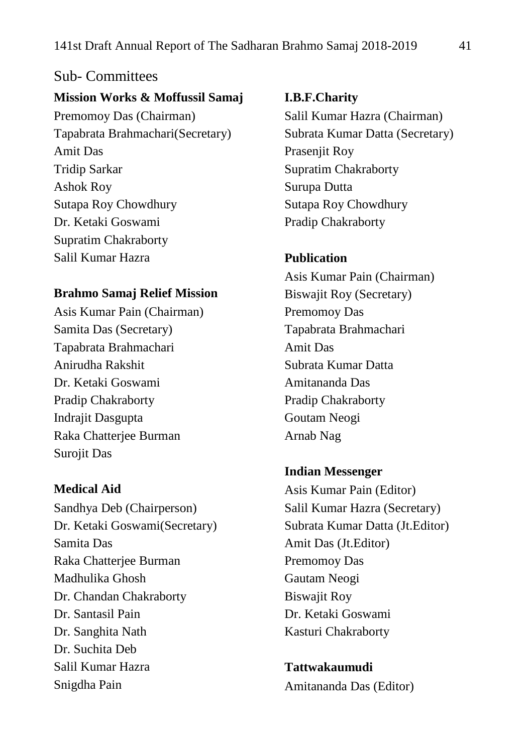## Sub- Committees

**Mission Works & Moffussil Samaj**

Premomoy Das (Chairman)
Tapabrata Brahmachari(Secretary)
Amit Das
Tridip Sarkar
Ashok Roy
Sutapa Roy Chowdhury
Dr. Ketaki Goswami
Supratim Chakraborty
Salil Kumar Hazra

**Brahmo Samaj Relief Mission**

Asis Kumar Pain (Chairman)
Samita Das (Secretary)
Tapabrata Brahmachari
Anirudha Rakshit
Dr. Ketaki Goswami
Pradip Chakraborty
Indrajit Dasgupta
Raka Chatterjee Burman
Surojit Das

**Medical Aid**

Sandhya Deb (Chairperson)
Dr. Ketaki Goswami(Secretary)
Samita Das
Raka Chatterjee Burman
Madhulika Ghosh
Dr. Chandan Chakraborty
Dr. Santasil Pain
Dr. Sanghita Nath
Dr. Suchita Deb
Salil Kumar Hazra
Snigdha Pain

**I.B.F.Charity**

Salil Kumar Hazra (Chairman)
Subrata Kumar Datta (Secretary)
Prasenjit Roy
Supratim Chakraborty
Surupa Dutta
Sutapa Roy Chowdhury
Pradip Chakraborty

**Publication**

Asis Kumar Pain (Chairman)
Biswajit Roy (Secretary)
Premomoy Das
Tapabrata Brahmachari
Amit Das
Subrata Kumar Datta
Amitananda Das
Pradip Chakraborty
Goutam Neogi
Arnab Nag

**Indian Messenger**

Asis Kumar Pain (Editor)
Salil Kumar Hazra (Secretary)
Subrata Kumar Datta (Jt.Editor)
Amit Das (Jt.Editor)
Premomoy Das
Gautam Neogi
Biswajit Roy
Dr. Ketaki Goswami
Kasturi Chakraborty

**Tattwakaumudi**

Amitananda Das (Editor)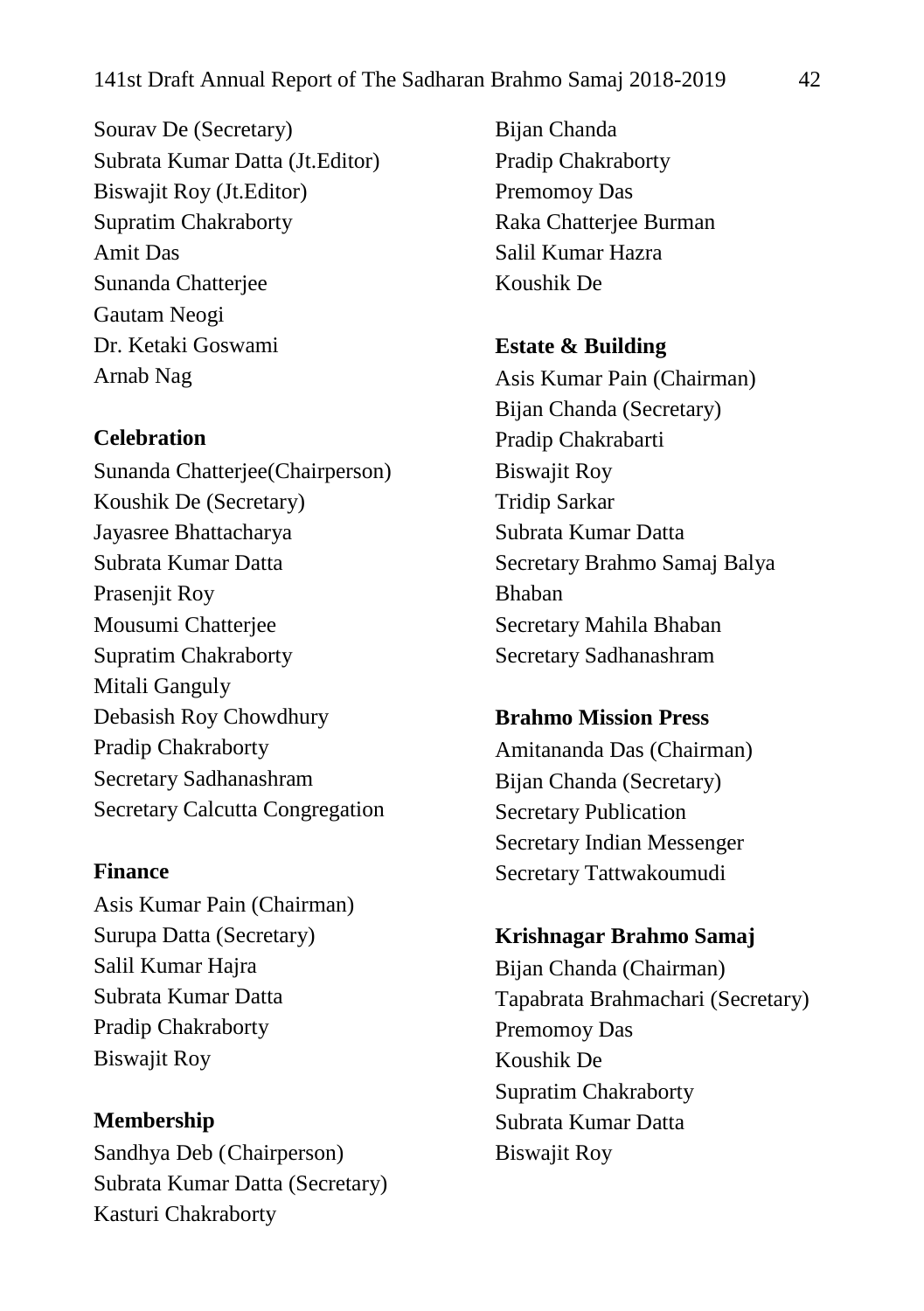Sourav De (Secretary)
Subrata Kumar Datta (Jt.Editor)
Biswajit Roy (Jt.Editor)
Supratim Chakraborty
Amit Das
Sunanda Chatterjee
Gautam Neogi
Dr. Ketaki Goswami
Arnab Nag

**Celebration**

Sunanda Chatterjee(Chairperson)
Koushik De (Secretary)
Jayasree Bhattacharya
Subrata Kumar Datta
Prasenjit Roy
Mousumi Chatterjee
Supratim Chakraborty
Mitali Ganguly
Debasish Roy Chowdhury
Pradip Chakraborty
Secretary Sadhanashram
Secretary Calcutta Congregation

**Finance**

Asis Kumar Pain (Chairman)
Surupa Datta (Secretary)
Salil Kumar Hajra
Subrata Kumar Datta
Pradip Chakraborty
Biswajit Roy

**Membership**

Sandhya Deb (Chairperson)
Subrata Kumar Datta (Secretary)
Kasturi Chakraborty
Bijan Chanda
Pradip Chakraborty
Premomoy Das
Raka Chatterjee Burman
Salil Kumar Hazra
Koushik De

**Estate & Building**

Asis Kumar Pain (Chairman)
Bijan Chanda (Secretary)
Pradip Chakrabarti
Biswajit Roy
Tridip Sarkar
Subrata Kumar Datta
Secretary Brahmo Samaj Balya Bhaban
Secretary Mahila Bhaban
Secretary Sadhanashram

**Brahmo Mission Press**

Amitananda Das (Chairman)
Bijan Chanda (Secretary)
Secretary Publication
Secretary Indian Messenger
Secretary Tattwakoumudi

**Krishnagar Brahmo Samaj**

Bijan Chanda (Chairman)
Tapabrata Brahmachari (Secretary)
Premomoy Das
Koushik De
Supratim Chakraborty
Subrata Kumar Datta
Biswajit Roy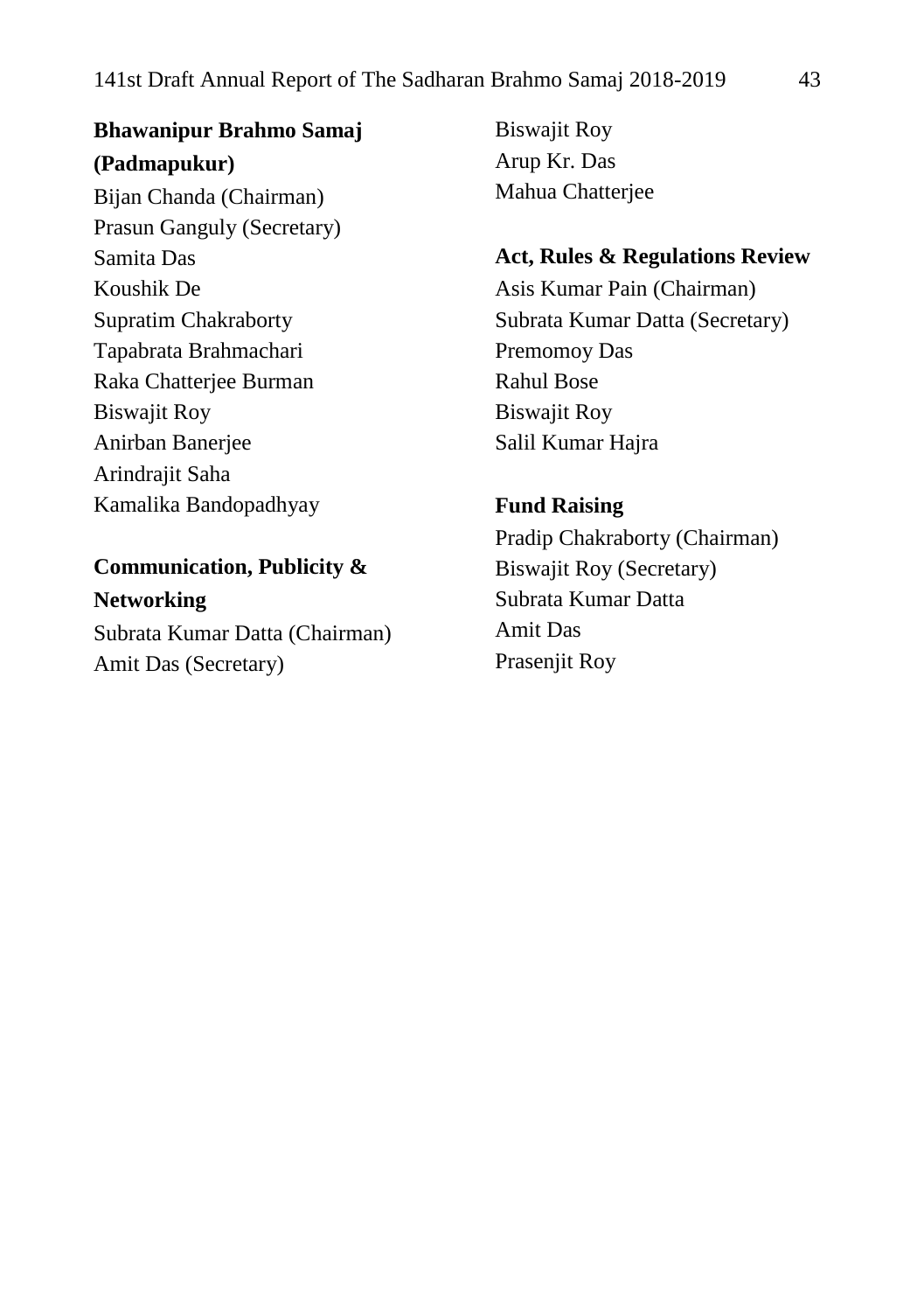**Bhawanipur Brahmo Samaj (Padmapukur)**

Bijan Chanda (Chairman)
Prasun Ganguly (Secretary)
Samita Das
Koushik De
Supratim Chakraborty
Tapabrata Brahmachari
Raka Chatterjee Burman
Biswajit Roy
Anirban Banerjee
Arindrajit Saha
Kamalika Bandopadhyay

**Communication, Publicity & Networking**

Subrata Kumar Datta (Chairman)
Amit Das (Secretary)
Biswajit Roy
Arup Kr. Das
Mahua Chatterjee

**Act, Rules & Regulations Review**

Asis Kumar Pain (Chairman)
Subrata Kumar Datta (Secretary)
Premomoy Das
Rahul Bose
Biswajit Roy
Salil Kumar Hajra

**Fund Raising**

Pradip Chakraborty (Chairman)
Biswajit Roy (Secretary)
Subrata Kumar Datta
Amit Das
Prasenjit Roy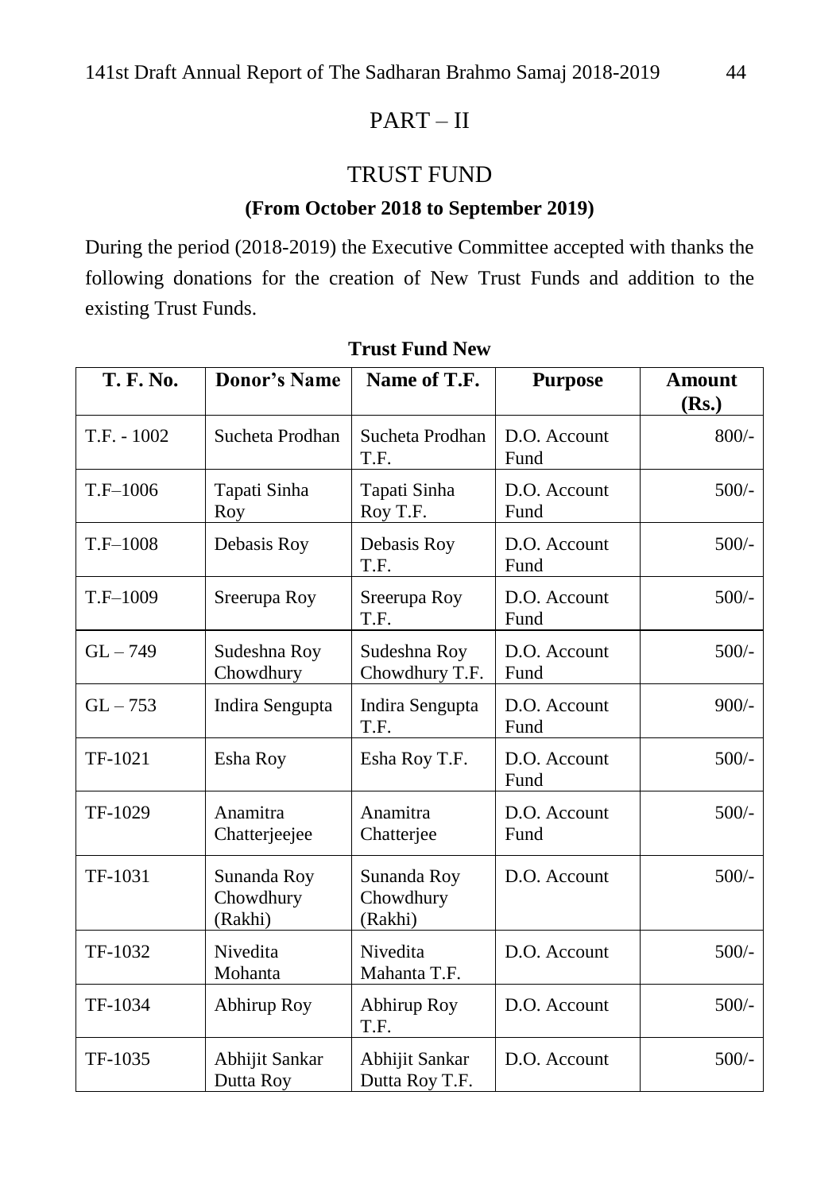# PART – II

## TRUST FUND

### (From October 2018 to September 2019)

During the period (2018-2019) the Executive Committee accepted with thanks the following donations for the creation of New Trust Funds and addition to the existing Trust Funds.

**Trust Fund New**

| T. F. No. | Donor's Name | Name of T.F. | Purpose | Amount (Rs.) |
|---|---|---|---|---|
| T.F. - 1002 | Sucheta Prodhan | Sucheta Prodhan T.F. | D.O. Account Fund | 800/- |
| T.F–1006 | Tapati Sinha Roy | Tapati Sinha Roy T.F. | D.O. Account Fund | 500/- |
| T.F–1008 | Debasis Roy | Debasis Roy T.F. | D.O. Account Fund | 500/- |
| T.F–1009 | Sreerupa Roy | Sreerupa Roy T.F. | D.O. Account Fund | 500/- |
| GL – 749 | Sudeshna Roy Chowdhury | Sudeshna Roy Chowdhury T.F. | D.O. Account Fund | 500/- |
| GL – 753 | Indira Sengupta | Indira Sengupta T.F. | D.O. Account Fund | 900/- |
| TF-1021 | Esha Roy | Esha Roy T.F. | D.O. Account Fund | 500/- |
| TF-1029 | Anamitra Chatterjeejee | Anamitra Chatterjee | D.O. Account Fund | 500/- |
| TF-1031 | Sunanda Roy Chowdhury (Rakhi) | Sunanda Roy Chowdhury (Rakhi) | D.O. Account | 500/- |
| TF-1032 | Nivedita Mohanta | Nivedita Mahanta T.F. | D.O. Account | 500/- |
| TF-1034 | Abhirup Roy | Abhirup Roy T.F. | D.O. Account | 500/- |
| TF-1035 | Abhijit Sankar Dutta Roy | Abhijit Sankar Dutta Roy T.F. | D.O. Account | 500/- |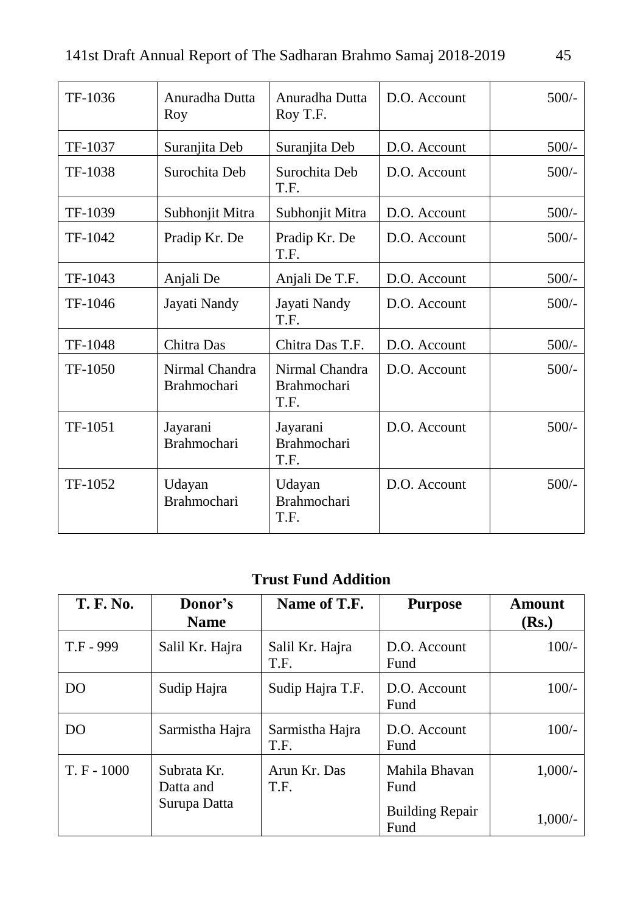| | | | | |
|---|---|---|---|---|
| TF-1036 | Anuradha Dutta Roy | Anuradha Dutta Roy T.F. | D.O. Account | 500/- |
| TF-1037 | Suranjita Deb | Suranjita Deb | D.O. Account | 500/- |
| TF-1038 | Surochita Deb | Surochita Deb T.F. | D.O. Account | 500/- |
| TF-1039 | Subhonjit Mitra | Subhonjit Mitra | D.O. Account | 500/- |
| TF-1042 | Pradip Kr. De | Pradip Kr. De T.F. | D.O. Account | 500/- |
| TF-1043 | Anjali De | Anjali De T.F. | D.O. Account | 500/- |
| TF-1046 | Jayati Nandy | Jayati Nandy T.F. | D.O. Account | 500/- |
| TF-1048 | Chitra Das | Chitra Das T.F. | D.O. Account | 500/- |
| TF-1050 | Nirmal Chandra Brahmochari | Nirmal Chandra Brahmochari T.F. | D.O. Account | 500/- |
| TF-1051 | Jayarani Brahmochari | Jayarani Brahmochari T.F. | D.O. Account | 500/- |
| TF-1052 | Udayan Brahmochari | Udayan Brahmochari T.F. | D.O. Account | 500/- |

## Trust Fund Addition

| T. F. No. | Donor's Name | Name of T.F. | Purpose | Amount (Rs.) |
|---|---|---|---|---|
| T.F - 999 | Salil Kr. Hajra | Salil Kr. Hajra T.F. | D.O. Account Fund | 100/- |
| DO | Sudip Hajra | Sudip Hajra T.F. | D.O. Account Fund | 100/- |
| DO | Sarmistha Hajra | Sarmistha Hajra T.F. | D.O. Account Fund | 100/- |
| T. F - 1000 | Subrata Kr. Datta and Surupa Datta | Arun Kr. Das T.F. | Mahila Bhavan Fund | 1,000/- |
| | | | Building Repair Fund | 1,000/- |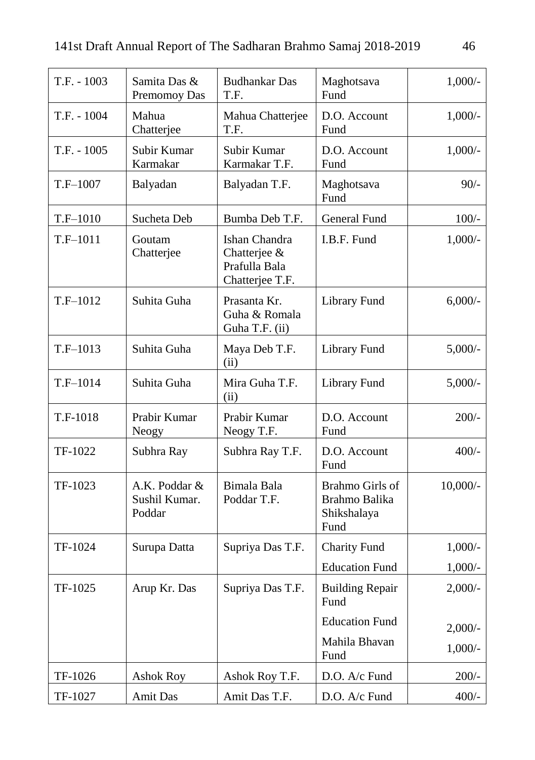| T.F. - 1003 | Samita Das & Premomoy Das | Budhankar Das T.F. | Maghotsava Fund | 1,000/- |
|---|---|---|---|---|
| T.F. - 1004 | Mahua Chatterjee | Mahua Chatterjee T.F. | D.O. Account Fund | 1,000/- |
| T.F. - 1005 | Subir Kumar Karmakar | Subir Kumar Karmakar T.F. | D.O. Account Fund | 1,000/- |
| T.F–1007 | Balyadan | Balyadan T.F. | Maghotsava Fund | 90/- |
| T.F–1010 | Sucheta Deb | Bumba Deb T.F. | General Fund | 100/- |
| T.F–1011 | Goutam Chatterjee | Ishan Chandra Chatterjee & Prafulla Bala Chatterjee T.F. | I.B.F. Fund | 1,000/- |
| T.F–1012 | Suhita Guha | Prasanta Kr. Guha & Romala Guha T.F. (ii) | Library Fund | 6,000/- |
| T.F–1013 | Suhita Guha | Maya Deb T.F. (ii) | Library Fund | 5,000/- |
| T.F–1014 | Suhita Guha | Mira Guha T.F. (ii) | Library Fund | 5,000/- |
| T.F-1018 | Prabir Kumar Neogy | Prabir Kumar Neogy T.F. | D.O. Account Fund | 200/- |
| TF-1022 | Subhra Ray | Subhra Ray T.F. | D.O. Account Fund | 400/- |
| TF-1023 | A.K. Poddar & Sushil Kumar. Poddar | Bimala Bala Poddar T.F. | Brahmo Girls of Brahmo Balika Shikshalaya Fund | 10,000/- |
| TF-1024 | Surupa Datta | Supriya Das T.F. | Charity Fund | 1,000/- |
| | | | Education Fund | 1,000/- |
| TF-1025 | Arup Kr. Das | Supriya Das T.F. | Building Repair Fund | 2,000/- |
| | | | Education Fund | 2,000/- |
| | | | Mahila Bhavan Fund | 1,000/- |
| TF-1026 | Ashok Roy | Ashok Roy T.F. | D.O. A/c Fund | 200/- |
| TF-1027 | Amit Das | Amit Das T.F. | D.O. A/c Fund | 400/- |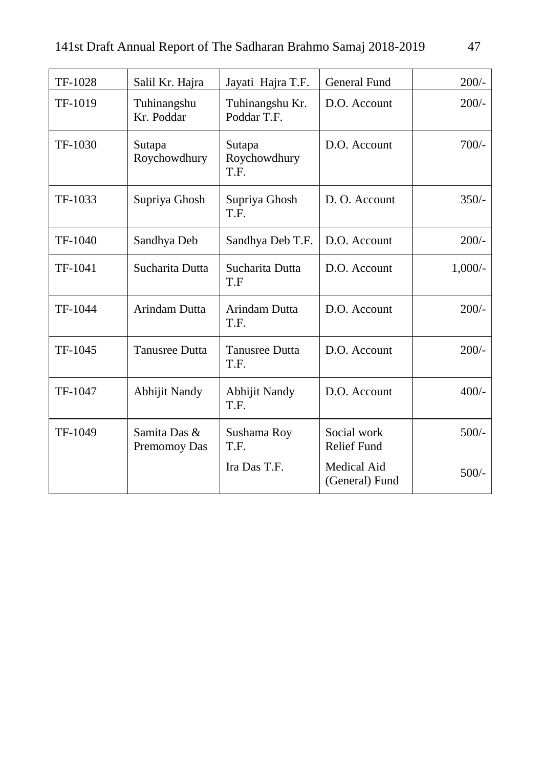| TF-1028 | Salil Kr. Hajra | Jayati Hajra T.F. | General Fund | 200/- |
|---|---|---|---|---|
| TF-1019 | Tuhinangshu Kr. Poddar | Tuhinangshu Kr. Poddar T.F. | D.O. Account | 200/- |
| TF-1030 | Sutapa Roychowdhury | Sutapa Roychowdhury T.F. | D.O. Account | 700/- |
| TF-1033 | Supriya Ghosh | Supriya Ghosh T.F. | D. O. Account | 350/- |
| TF-1040 | Sandhya Deb | Sandhya Deb T.F. | D.O. Account | 200/- |
| TF-1041 | Sucharita Dutta | Sucharita Dutta T.F | D.O. Account | 1,000/- |
| TF-1044 | Arindam Dutta | Arindam Dutta T.F. | D.O. Account | 200/- |
| TF-1045 | Tanusree Dutta | Tanusree Dutta T.F. | D.O. Account | 200/- |
| TF-1047 | Abhijit Nandy | Abhijit Nandy T.F. | D.O. Account | 400/- |
| TF-1049 | Samita Das & Premomoy Das | Sushama Roy T.F. | Social work Relief Fund | 500/- |
| | | Ira Das T.F. | Medical Aid (General) Fund | 500/- |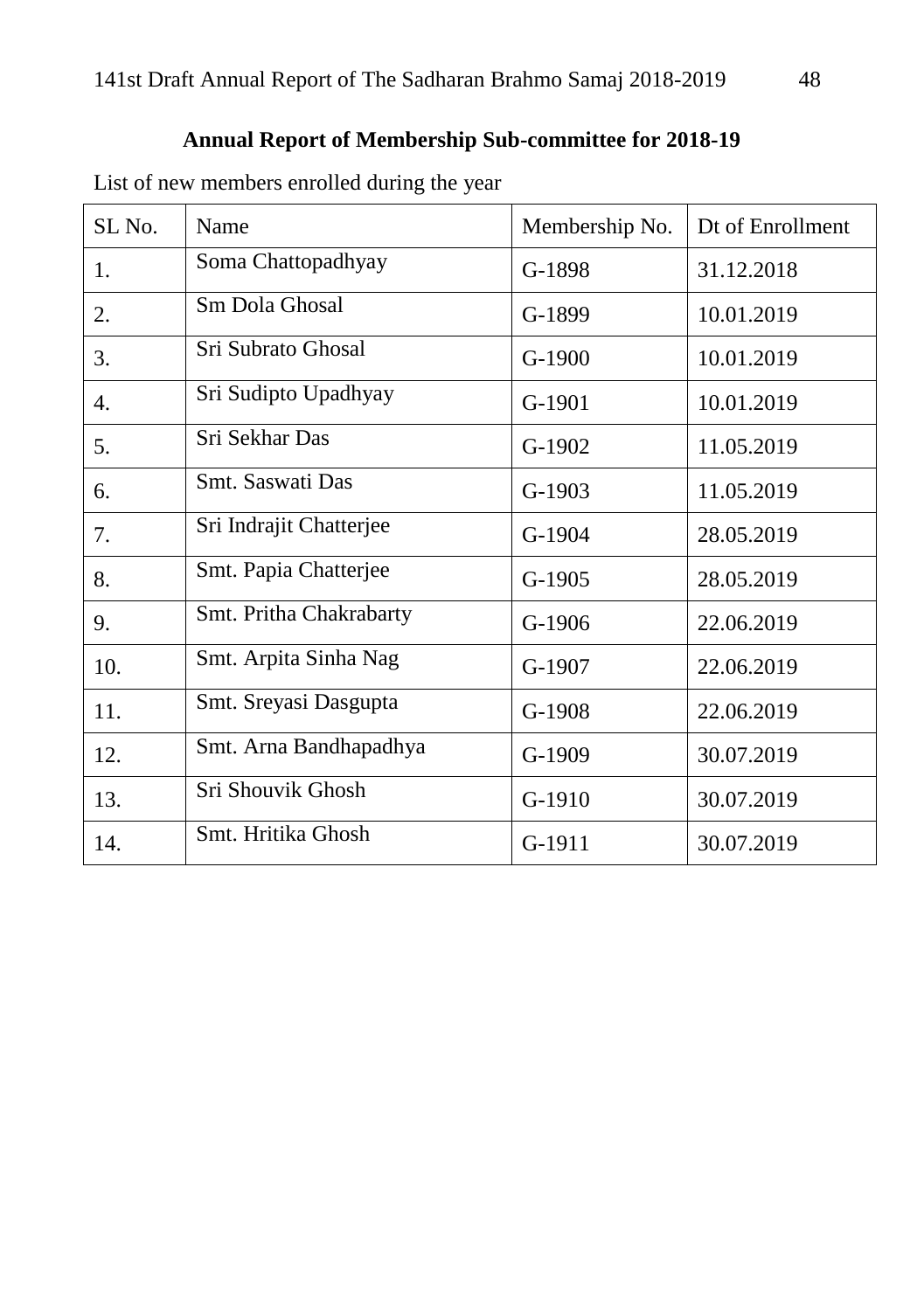## Annual Report of Membership Sub-committee for 2018-19

List of new members enrolled during the year

| SL No. | Name | Membership No. | Dt of Enrollment |
|---|---|---|---|
| 1. | Soma Chattopadhyay | G-1898 | 31.12.2018 |
| 2. | Sm Dola Ghosal | G-1899 | 10.01.2019 |
| 3. | Sri Subrato Ghosal | G-1900 | 10.01.2019 |
| 4. | Sri Sudipto Upadhyay | G-1901 | 10.01.2019 |
| 5. | Sri Sekhar Das | G-1902 | 11.05.2019 |
| 6. | Smt. Saswati Das | G-1903 | 11.05.2019 |
| 7. | Sri Indrajit Chatterjee | G-1904 | 28.05.2019 |
| 8. | Smt. Papia Chatterjee | G-1905 | 28.05.2019 |
| 9. | Smt. Pritha Chakrabarty | G-1906 | 22.06.2019 |
| 10. | Smt. Arpita Sinha Nag | G-1907 | 22.06.2019 |
| 11. | Smt. Sreyasi Dasgupta | G-1908 | 22.06.2019 |
| 12. | Smt. Arna Bandhapadhya | G-1909 | 30.07.2019 |
| 13. | Sri Shouvik Ghosh | G-1910 | 30.07.2019 |
| 14. | Smt. Hritika Ghosh | G-1911 | 30.07.2019 |